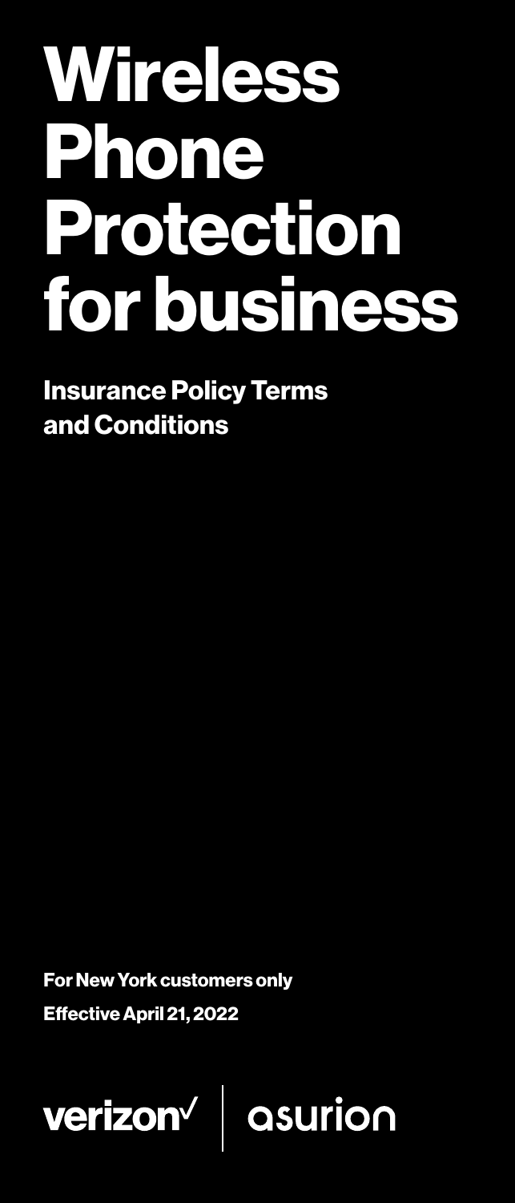# Wireless Phone Protection for business

## Insurance Policy Terms and Conditions

**For New York customers only**

**Effective April 21, 2022**

verizon✓ | asurion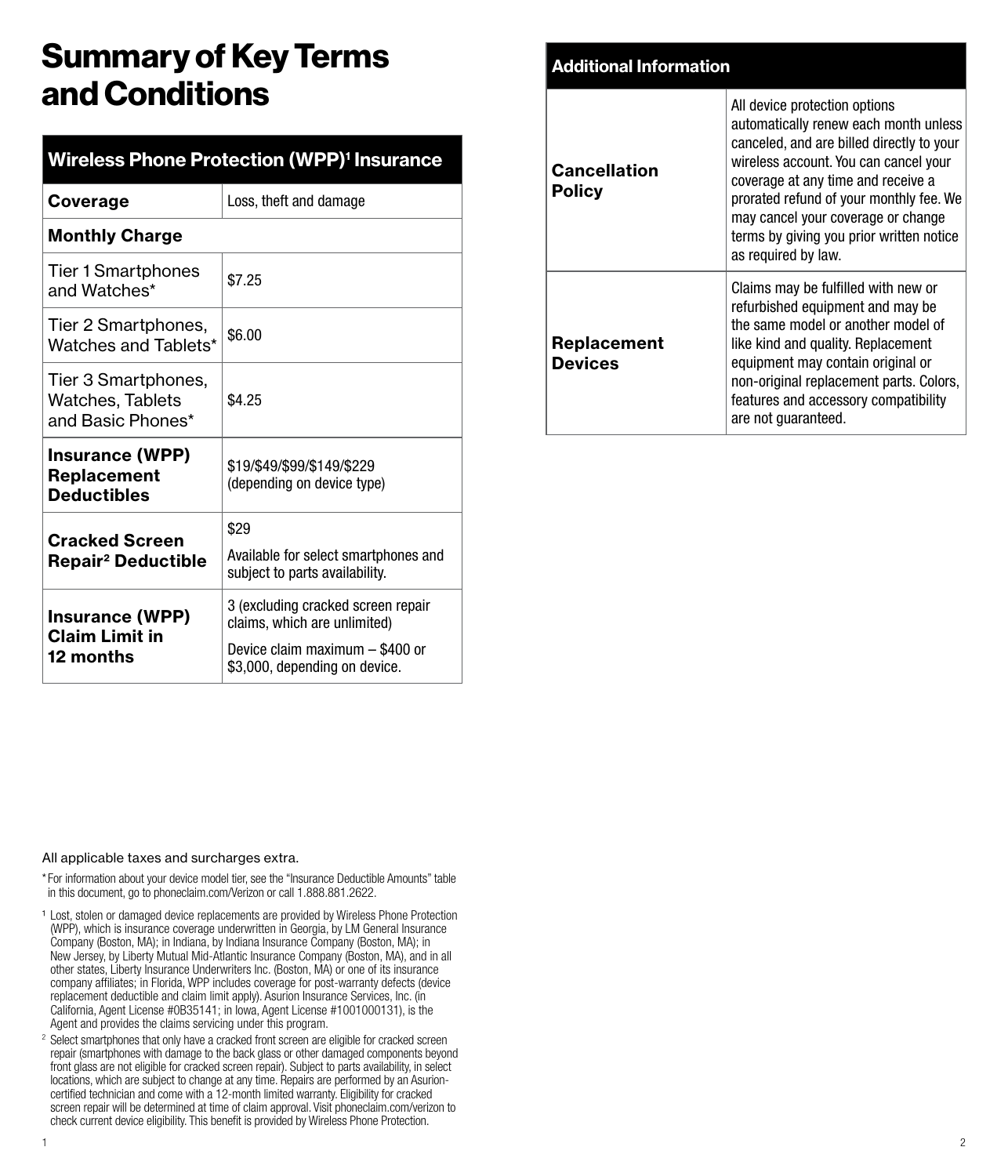# Summary of Key Terms and Conditions

| Wireless Phone Protection (WPP)[1] Insurance | |
|---|---|
| **Coverage** | Loss, theft and damage |
| **Monthly Charge** | |
| Tier 1 Smartphones and Watches* | $7.25 |
| Tier 2 Smartphones, Watches and Tablets* | $6.00 |
| Tier 3 Smartphones, Watches, Tablets and Basic Phones* | $4.25 |
| **Insurance (WPP) Replacement Deductibles** | $19/$49/$99/$149/$229 (depending on device type) |
| **Cracked Screen Repair[2] Deductible** | $29<br><br>Available for select smartphones and subject to parts availability. |
| **Insurance (WPP) Claim Limit in 12 months** | 3 (excluding cracked screen repair claims, which are unlimited)<br><br>Device claim maximum – $400 or $3,000, depending on device. |

All applicable taxes and surcharges extra.

* For information about your device model tier, see the "Insurance Deductible Amounts" table in this document, go to phoneclaim.com/Verizon or call 1.888.881.2622.

[1] Lost, stolen or damaged device replacements are provided by Wireless Phone Protection (WPP), which is insurance coverage underwritten in Georgia, by LM General Insurance Company (Boston, MA); in Indiana, by Indiana Insurance Company (Boston, MA); in New Jersey, by Liberty Mutual Mid-Atlantic Insurance Company (Boston, MA), and in all other states, Liberty Insurance Underwriters Inc. (Boston, MA) or one of its insurance company affiliates; in Florida, WPP includes coverage for post-warranty defects (device replacement deductible and claim limit apply). Asurion Insurance Services, Inc. (in California, Agent License #0B35141; in Iowa, Agent License #1001000131), is the Agent and provides the claims servicing under this program.

[2] Select smartphones that only have a cracked front screen are eligible for cracked screen repair (smartphones with damage to the back glass or other damaged components beyond front glass are not eligible for cracked screen repair). Subject to parts availability, in select locations, which are subject to change at any time. Repairs are performed by an Asurion-certified technician and come with a 12-month limited warranty. Eligibility for cracked screen repair will be determined at time of claim approval. Visit phoneclaim.com/verizon to check current device eligibility. This benefit is provided by Wireless Phone Protection.

| Additional Information | |
|---|---|
| **Cancellation Policy** | All device protection options automatically renew each month unless canceled, and are billed directly to your wireless account. You can cancel your coverage at any time and receive a prorated refund of your monthly fee. We may cancel your coverage or change terms by giving you prior written notice as required by law. |
| **Replacement Devices** | Claims may be fulfilled with new or refurbished equipment and may be the same model or another model of like kind and quality. Replacement equipment may contain original or non-original replacement parts. Colors, features and accessory compatibility are not guaranteed. |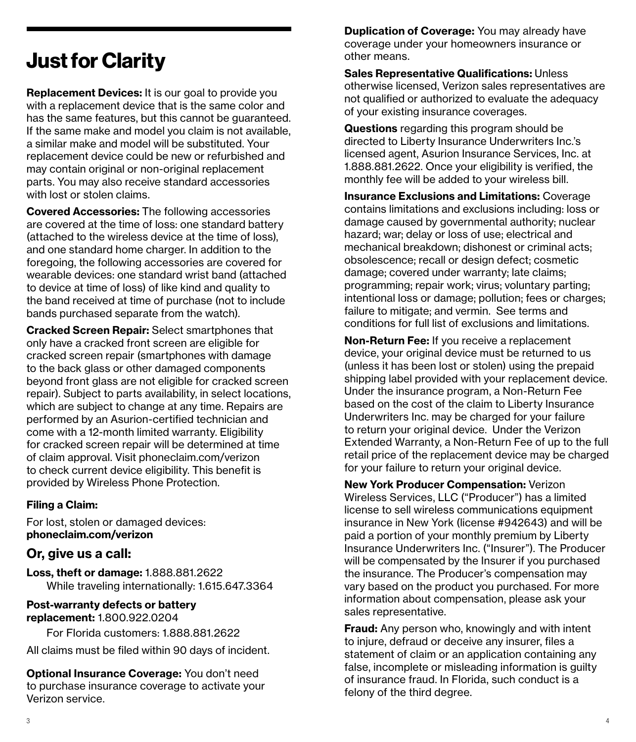# Just for Clarity

**Replacement Devices:** It is our goal to provide you with a replacement device that is the same color and has the same features, but this cannot be guaranteed. If the same make and model you claim is not available, a similar make and model will be substituted. Your replacement device could be new or refurbished and may contain original or non-original replacement parts. You may also receive standard accessories with lost or stolen claims.

**Covered Accessories:** The following accessories are covered at the time of loss: one standard battery (attached to the wireless device at the time of loss), and one standard home charger. In addition to the foregoing, the following accessories are covered for wearable devices: one standard wrist band (attached to device at time of loss) of like kind and quality to the band received at time of purchase (not to include bands purchased separate from the watch).

**Cracked Screen Repair:** Select smartphones that only have a cracked front screen are eligible for cracked screen repair (smartphones with damage to the back glass or other damaged components beyond front glass are not eligible for cracked screen repair). Subject to parts availability, in select locations, which are subject to change at any time. Repairs are performed by an Asurion-certified technician and come with a 12-month limited warranty. Eligibility for cracked screen repair will be determined at time of claim approval. Visit phoneclaim.com/verizon to check current device eligibility. This benefit is provided by Wireless Phone Protection.

**Filing a Claim:**

For lost, stolen or damaged devices:
**phoneclaim.com/verizon**

## Or, give us a call:

**Loss, theft or damage:** 1.888.881.2622
While traveling internationally: 1.615.647.3364

**Post-warranty defects or battery replacement:** 1.800.922.0204
For Florida customers: 1.888.881.2622

All claims must be filed within 90 days of incident.

**Optional Insurance Coverage:** You don't need to purchase insurance coverage to activate your Verizon service.

**Duplication of Coverage:** You may already have coverage under your homeowners insurance or other means.

**Sales Representative Qualifications:** Unless otherwise licensed, Verizon sales representatives are not qualified or authorized to evaluate the adequacy of your existing insurance coverages.

**Questions** regarding this program should be directed to Liberty Insurance Underwriters Inc.'s licensed agent, Asurion Insurance Services, Inc. at 1.888.881.2622. Once your eligibility is verified, the monthly fee will be added to your wireless bill.

**Insurance Exclusions and Limitations:** Coverage contains limitations and exclusions including: loss or damage caused by governmental authority; nuclear hazard; war; delay or loss of use; electrical and mechanical breakdown; dishonest or criminal acts; obsolescence; recall or design defect; cosmetic damage; covered under warranty; late claims; programming; repair work; virus; voluntary parting; intentional loss or damage; pollution; fees or charges; failure to mitigate; and vermin. See terms and conditions for full list of exclusions and limitations.

**Non-Return Fee:** If you receive a replacement device, your original device must be returned to us (unless it has been lost or stolen) using the prepaid shipping label provided with your replacement device. Under the insurance program, a Non-Return Fee based on the cost of the claim to Liberty Insurance Underwriters Inc. may be charged for your failure to return your original device. Under the Verizon Extended Warranty, a Non-Return Fee of up to the full retail price of the replacement device may be charged for your failure to return your original device.

**New York Producer Compensation:** Verizon Wireless Services, LLC ("Producer") has a limited license to sell wireless communications equipment insurance in New York (license #942643) and will be paid a portion of your monthly premium by Liberty Insurance Underwriters Inc. ("Insurer"). The Producer will be compensated by the Insurer if you purchased the insurance. The Producer's compensation may vary based on the product you purchased. For more information about compensation, please ask your sales representative.

**Fraud:** Any person who, knowingly and with intent to injure, defraud or deceive any insurer, files a statement of claim or an application containing any false, incomplete or misleading information is guilty of insurance fraud. In Florida, such conduct is a felony of the third degree.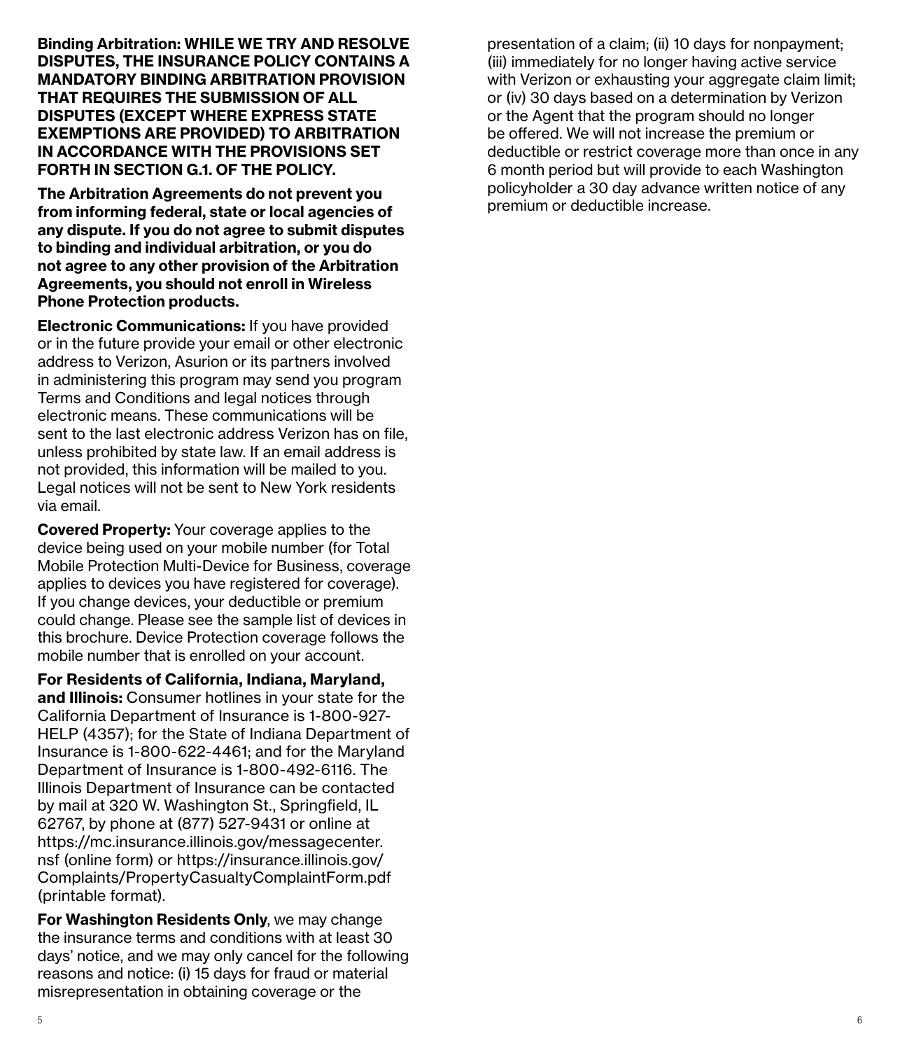**Binding Arbitration: WHILE WE TRY AND RESOLVE DISPUTES, THE INSURANCE POLICY CONTAINS A MANDATORY BINDING ARBITRATION PROVISION THAT REQUIRES THE SUBMISSION OF ALL DISPUTES (EXCEPT WHERE EXPRESS STATE EXEMPTIONS ARE PROVIDED) TO ARBITRATION IN ACCORDANCE WITH THE PROVISIONS SET FORTH IN SECTION G.1. OF THE POLICY.**

**The Arbitration Agreements do not prevent you from informing federal, state or local agencies of any dispute. If you do not agree to submit disputes to binding and individual arbitration, or you do not agree to any other provision of the Arbitration Agreements, you should not enroll in Wireless Phone Protection products.**

**Electronic Communications:** If you have provided or in the future provide your email or other electronic address to Verizon, Asurion or its partners involved in administering this program may send you program Terms and Conditions and legal notices through electronic means. These communications will be sent to the last electronic address Verizon has on file, unless prohibited by state law. If an email address is not provided, this information will be mailed to you. Legal notices will not be sent to New York residents via email.

**Covered Property:** Your coverage applies to the device being used on your mobile number (for Total Mobile Protection Multi-Device for Business, coverage applies to devices you have registered for coverage). If you change devices, your deductible or premium could change. Please see the sample list of devices in this brochure. Device Protection coverage follows the mobile number that is enrolled on your account.

**For Residents of California, Indiana, Maryland, and Illinois:** Consumer hotlines in your state for the California Department of Insurance is 1-800-927-HELP (4357); for the State of Indiana Department of Insurance is 1-800-622-4461; and for the Maryland Department of Insurance is 1-800-492-6116. The Illinois Department of Insurance can be contacted by mail at 320 W. Washington St., Springfield, IL 62767, by phone at (877) 527-9431 or online at https://mc.insurance.illinois.gov/messagecenter.nsf (online form) or https://insurance.illinois.gov/Complaints/PropertyCasualtyComplaintForm.pdf (printable format).

**For Washington Residents Only**, we may change the insurance terms and conditions with at least 30 days' notice, and we may only cancel for the following reasons and notice: (i) 15 days for fraud or material misrepresentation in obtaining coverage or the presentation of a claim; (ii) 10 days for nonpayment; (iii) immediately for no longer having active service with Verizon or exhausting your aggregate claim limit; or (iv) 30 days based on a determination by Verizon or the Agent that the program should no longer be offered. We will not increase the premium or deductible or restrict coverage more than once in any 6 month period but will provide to each Washington policyholder a 30 day advance written notice of any premium or deductible increase.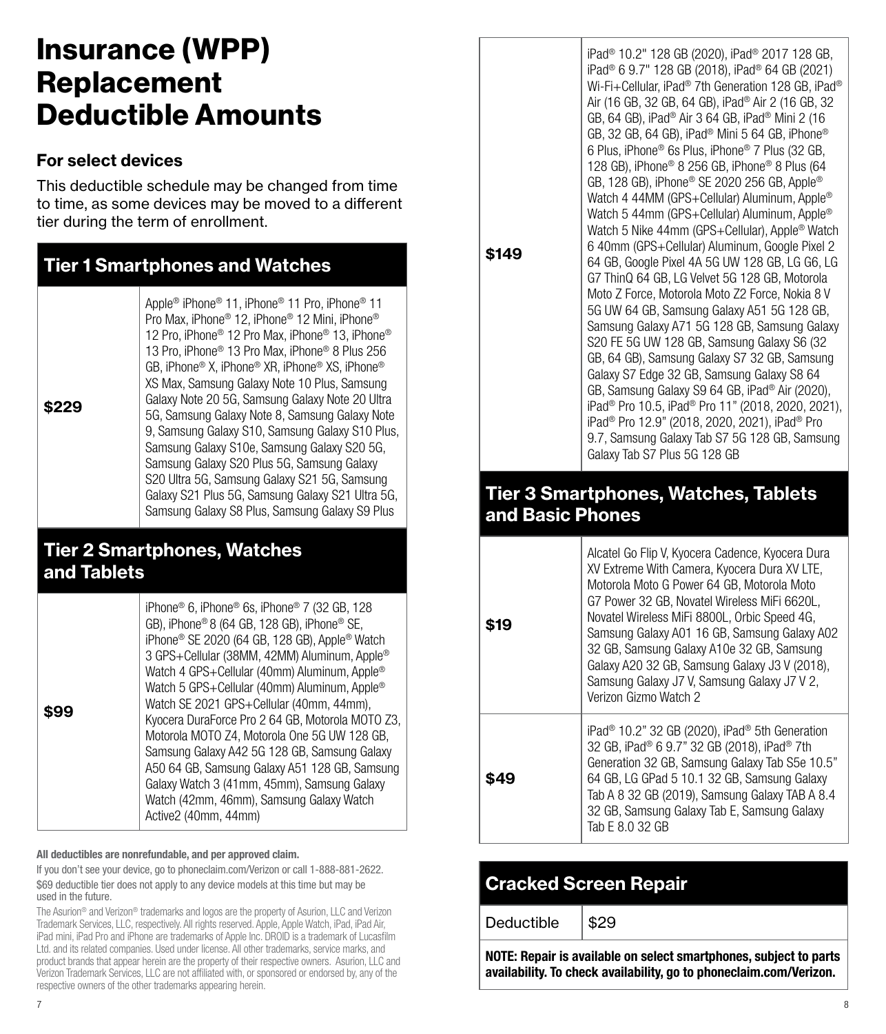# Insurance (WPP) Replacement Deductible Amounts

### For select devices

This deductible schedule may be changed from time to time, as some devices may be moved to a different tier during the term of enrollment.

## Tier 1 Smartphones and Watches

| | |
|---|---|
| **$229** | Apple® iPhone® 11, iPhone® 11 Pro, iPhone® 11 Pro Max, iPhone® 12, iPhone® 12 Mini, iPhone® 12 Pro, iPhone® 12 Pro Max, iPhone® 13, iPhone® 13 Pro, iPhone® 13 Pro Max, iPhone® 8 Plus 256 GB, iPhone® X, iPhone® XR, iPhone® XS, iPhone® XS Max, Samsung Galaxy Note 10 Plus, Samsung Galaxy Note 20 5G, Samsung Galaxy Note 20 Ultra 5G, Samsung Galaxy Note 8, Samsung Galaxy Note 9, Samsung Galaxy S10, Samsung Galaxy S10 Plus, Samsung Galaxy S10e, Samsung Galaxy S20 5G, Samsung Galaxy S20 Plus 5G, Samsung Galaxy S20 Ultra 5G, Samsung Galaxy S21 5G, Samsung Galaxy S21 Plus 5G, Samsung Galaxy S21 Ultra 5G, Samsung Galaxy S8 Plus, Samsung Galaxy S9 Plus |

## Tier 2 Smartphones, Watches and Tablets

| | |
|---|---|
| **$99** | iPhone® 6, iPhone® 6s, iPhone® 7 (32 GB, 128 GB), iPhone® 8 (64 GB, 128 GB), iPhone® SE, iPhone® SE 2020 (64 GB, 128 GB), Apple® Watch 3 GPS+Cellular (38MM, 42MM) Aluminum, Apple® Watch 4 GPS+Cellular (40mm) Aluminum, Apple® Watch 5 GPS+Cellular (40mm) Aluminum, Apple® Watch SE 2021 GPS+Cellular (40mm, 44mm), Kyocera DuraForce Pro 2 64 GB, Motorola MOTO Z3, Motorola MOTO Z4, Motorola One 5G UW 128 GB, Samsung Galaxy A42 5G 128 GB, Samsung Galaxy A50 64 GB, Samsung Galaxy A51 128 GB, Samsung Galaxy Watch 3 (41mm, 45mm), Samsung Galaxy Watch (42mm, 46mm), Samsung Galaxy Watch Active2 (40mm, 44mm) |
| **$149** | iPad® 10.2" 128 GB (2020), iPad® 2017 128 GB, iPad® 6 9.7" 128 GB (2018), iPad® 64 GB (2021) Wi-Fi+Cellular, iPad® 7th Generation 128 GB, iPad® Air (16 GB, 32 GB, 64 GB), iPad® Air 2 (16 GB, 32 GB, 64 GB), iPad® Air 3 64 GB, iPad® Mini 2 (16 GB, 32 GB, 64 GB), iPad® Mini 5 64 GB, iPhone® 6 Plus, iPhone® 6s Plus, iPhone® 7 Plus (32 GB, 128 GB), iPhone® 8 256 GB, iPhone® 8 Plus (64 GB, 128 GB), iPhone® SE 2020 256 GB, Apple® Watch 4 44MM (GPS+Cellular) Aluminum, Apple® Watch 5 44mm (GPS+Cellular) Aluminum, Apple® Watch 5 Nike 44mm (GPS+Cellular), Apple® Watch 6 40mm (GPS+Cellular) Aluminum, Google Pixel 2 64 GB, Google Pixel 4A 5G UW 128 GB, LG G6, LG G7 ThinQ 64 GB, LG Velvet 5G 128 GB, Motorola Moto Z Force, Motorola Moto Z2 Force, Nokia 8 V 5G UW 64 GB, Samsung Galaxy A51 5G 128 GB, Samsung Galaxy A71 5G 128 GB, Samsung Galaxy S20 FE 5G UW 128 GB, Samsung Galaxy S6 (32 GB, 64 GB), Samsung Galaxy S7 32 GB, Samsung Galaxy S7 Edge 32 GB, Samsung Galaxy S8 64 GB, Samsung Galaxy S9 64 GB, iPad® Air (2020), iPad® Pro 10.5, iPad® Pro 11" (2018, 2020, 2021), iPad® Pro 12.9" (2018, 2020, 2021), iPad® Pro 9.7, Samsung Galaxy Tab S7 5G 128 GB, Samsung Galaxy Tab S7 Plus 5G 128 GB |

## Tier 3 Smartphones, Watches, Tablets and Basic Phones

| | |
|---|---|
| **$19** | Alcatel Go Flip V, Kyocera Cadence, Kyocera Dura XV Extreme With Camera, Kyocera Dura XV LTE, Motorola Moto G Power 64 GB, Motorola Moto G7 Power 32 GB, Novatel Wireless MiFi 6620L, Novatel Wireless MiFi 8800L, Orbic Speed 4G, Samsung Galaxy A01 16 GB, Samsung Galaxy A02 32 GB, Samsung Galaxy A10e 32 GB, Samsung Galaxy A20 32 GB, Samsung Galaxy J3 V (2018), Samsung Galaxy J7 V, Samsung Galaxy J7 V 2, Verizon Gizmo Watch 2 |
| **$49** | iPad® 10.2" 32 GB (2020), iPad® 5th Generation 32 GB, iPad® 6 9.7" 32 GB (2018), iPad® 7th Generation 32 GB, Samsung Galaxy Tab S5e 10.5" 64 GB, LG GPad 5 10.1 32 GB, Samsung Galaxy Tab A 8 32 GB (2019), Samsung Galaxy TAB A 8.4 32 GB, Samsung Galaxy Tab E, Samsung Galaxy Tab E 8.0 32 GB |

## Cracked Screen Repair

| | |
|---|---|
| Deductible | $29 |

**NOTE: Repair is available on select smartphones, subject to parts availability. To check availability, go to phoneclaim.com/Verizon.**

**All deductibles are nonrefundable, and per approved claim.**

If you don't see your device, go to phoneclaim.com/Verizon or call 1-888-881-2622.

$69 deductible tier does not apply to any device models at this time but may be used in the future.

The Asurion® and Verizon® trademarks and logos are the property of Asurion, LLC and Verizon Trademark Services, LLC, respectively. All rights reserved. Apple, Apple Watch, iPad, iPad Air, iPad mini, iPad Pro and iPhone are trademarks of Apple Inc. DROID is a trademark of Lucasfilm Ltd. and its related companies. Used under license. All other trademarks, service marks, and product brands that appear herein are the property of their respective owners. Asurion, LLC and Verizon Trademark Services, LLC are not affiliated with, or sponsored or endorsed by, any of the respective owners of the other trademarks appearing herein.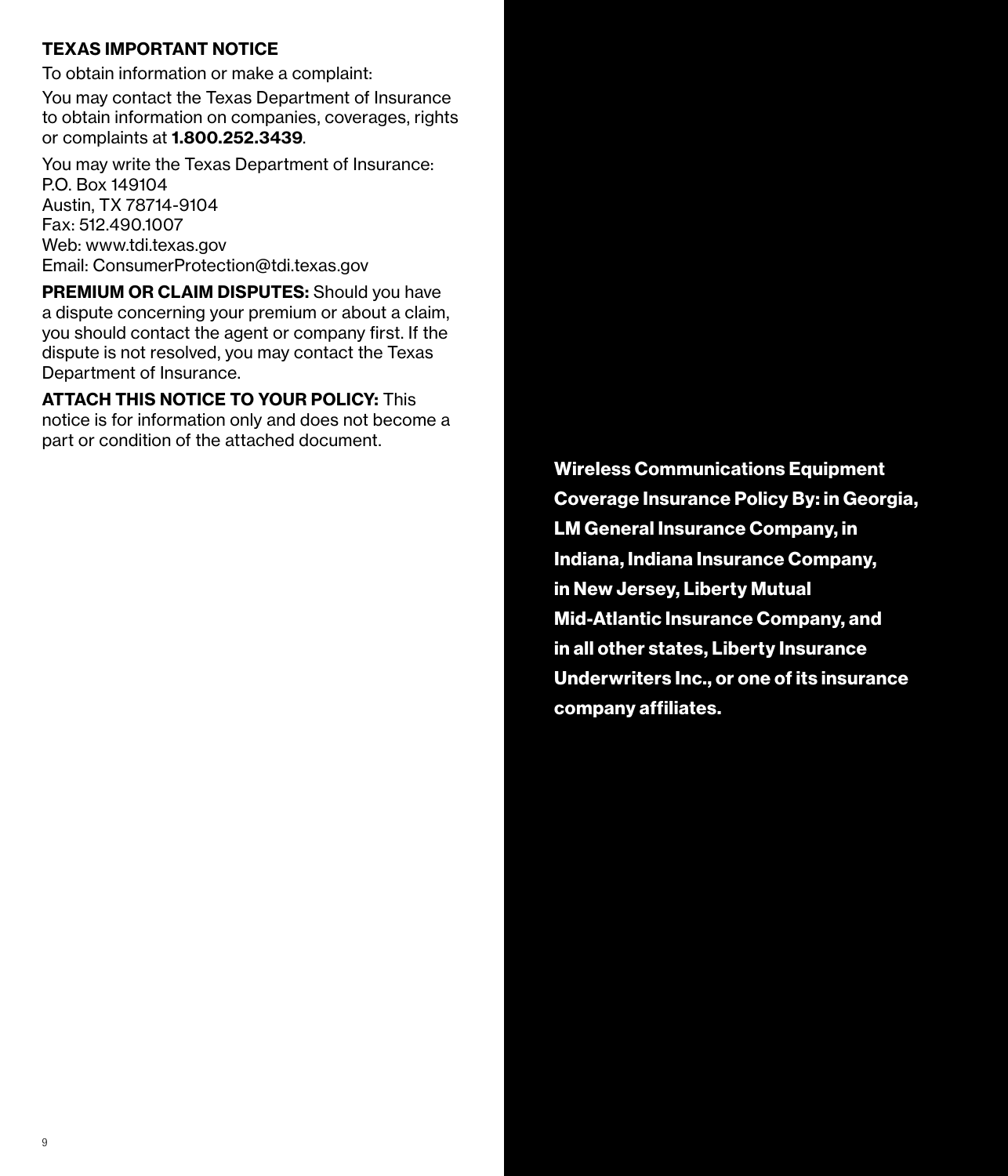## TEXAS IMPORTANT NOTICE

To obtain information or make a complaint:

You may contact the Texas Department of Insurance to obtain information on companies, coverages, rights or complaints at **1.800.252.3439**.

You may write the Texas Department of Insurance:
P.O. Box 149104
Austin, TX 78714-9104
Fax: 512.490.1007
Web: www.tdi.texas.gov
Email: ConsumerProtection@tdi.texas.gov

**PREMIUM OR CLAIM DISPUTES:** Should you have a dispute concerning your premium or about a claim, you should contact the agent or company first. If the dispute is not resolved, you may contact the Texas Department of Insurance.

**ATTACH THIS NOTICE TO YOUR POLICY:** This notice is for information only and does not become a part or condition of the attached document.

**Wireless Communications Equipment Coverage Insurance Policy By: in Georgia, LM General Insurance Company, in Indiana, Indiana Insurance Company, in New Jersey, Liberty Mutual Mid-Atlantic Insurance Company, and in all other states, Liberty Insurance Underwriters Inc., or one of its insurance company affiliates.**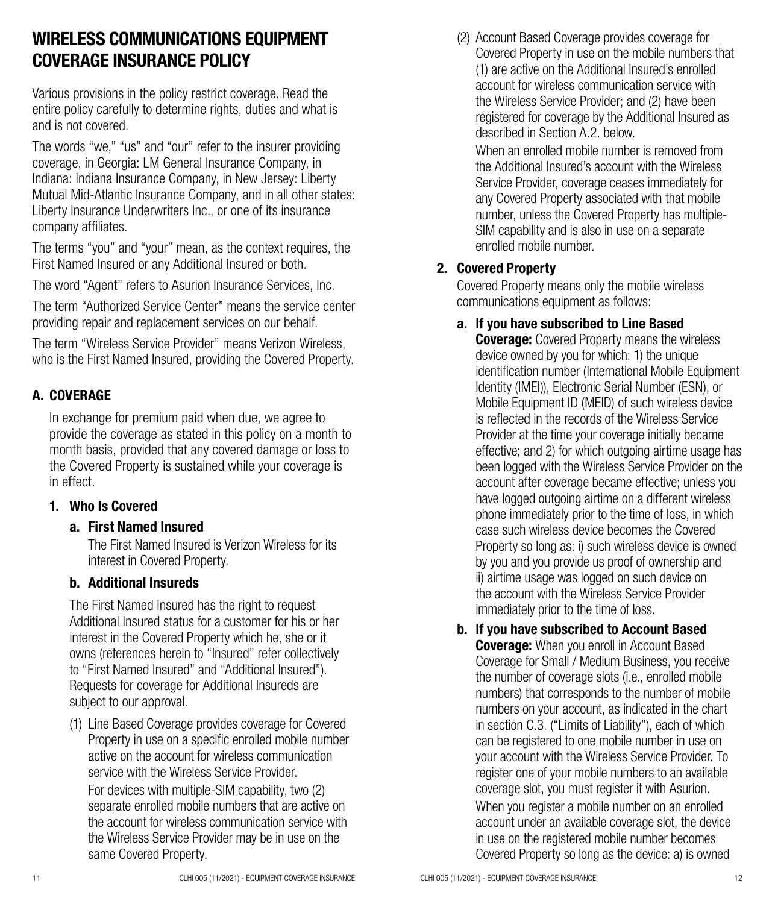# WIRELESS COMMUNICATIONS EQUIPMENT COVERAGE INSURANCE POLICY

Various provisions in the policy restrict coverage. Read the entire policy carefully to determine rights, duties and what is and is not covered.

The words "we," "us" and "our" refer to the insurer providing coverage, in Georgia: LM General Insurance Company, in Indiana: Indiana Insurance Company, in New Jersey: Liberty Mutual Mid-Atlantic Insurance Company, and in all other states: Liberty Insurance Underwriters Inc., or one of its insurance company affiliates.

The terms "you" and "your" mean, as the context requires, the First Named Insured or any Additional Insured or both.

The word "Agent" refers to Asurion Insurance Services, Inc.

The term "Authorized Service Center" means the service center providing repair and replacement services on our behalf.

The term "Wireless Service Provider" means Verizon Wireless, who is the First Named Insured, providing the Covered Property.

## A. COVERAGE

In exchange for premium paid when due, we agree to provide the coverage as stated in this policy on a month to month basis, provided that any covered damage or loss to the Covered Property is sustained while your coverage is in effect.

### 1. Who Is Covered

#### a. First Named Insured

The First Named Insured is Verizon Wireless for its interest in Covered Property.

#### b. Additional Insureds

The First Named Insured has the right to request Additional Insured status for a customer for his or her interest in the Covered Property which he, she or it owns (references herein to "Insured" refer collectively to "First Named Insured" and "Additional Insured"). Requests for coverage for Additional Insureds are subject to our approval.

(1) Line Based Coverage provides coverage for Covered Property in use on a specific enrolled mobile number active on the account for wireless communication service with the Wireless Service Provider.

For devices with multiple-SIM capability, two (2) separate enrolled mobile numbers that are active on the account for wireless communication service with the Wireless Service Provider may be in use on the same Covered Property.

(2) Account Based Coverage provides coverage for Covered Property in use on the mobile numbers that (1) are active on the Additional Insured's enrolled account for wireless communication service with the Wireless Service Provider; and (2) have been registered for coverage by the Additional Insured as described in Section A.2. below.

When an enrolled mobile number is removed from the Additional Insured's account with the Wireless Service Provider, coverage ceases immediately for any Covered Property associated with that mobile number, unless the Covered Property has multiple-SIM capability and is also in use on a separate enrolled mobile number.

### 2. Covered Property

Covered Property means only the mobile wireless communications equipment as follows:

**a. If you have subscribed to Line Based Coverage:** Covered Property means the wireless device owned by you for which: 1) the unique identification number (International Mobile Equipment Identity (IMEI)), Electronic Serial Number (ESN), or Mobile Equipment ID (MEID) of such wireless device is reflected in the records of the Wireless Service Provider at the time your coverage initially became effective; and 2) for which outgoing airtime usage has been logged with the Wireless Service Provider on the account after coverage became effective; unless you have logged outgoing airtime on a different wireless phone immediately prior to the time of loss, in which case such wireless device becomes the Covered Property so long as: i) such wireless device is owned by you and you provide us proof of ownership and ii) airtime usage was logged on such device on the account with the Wireless Service Provider immediately prior to the time of loss.

**b. If you have subscribed to Account Based Coverage:** When you enroll in Account Based Coverage for Small / Medium Business, you receive the number of coverage slots (i.e., enrolled mobile numbers) that corresponds to the number of mobile numbers on your account, as indicated in the chart in section C.3. ("Limits of Liability"), each of which can be registered to one mobile number in use on your account with the Wireless Service Provider. To register one of your mobile numbers to an available coverage slot, you must register it with Asurion.

When you register a mobile number on an enrolled account under an available coverage slot, the device in use on the registered mobile number becomes Covered Property so long as the device: a) is owned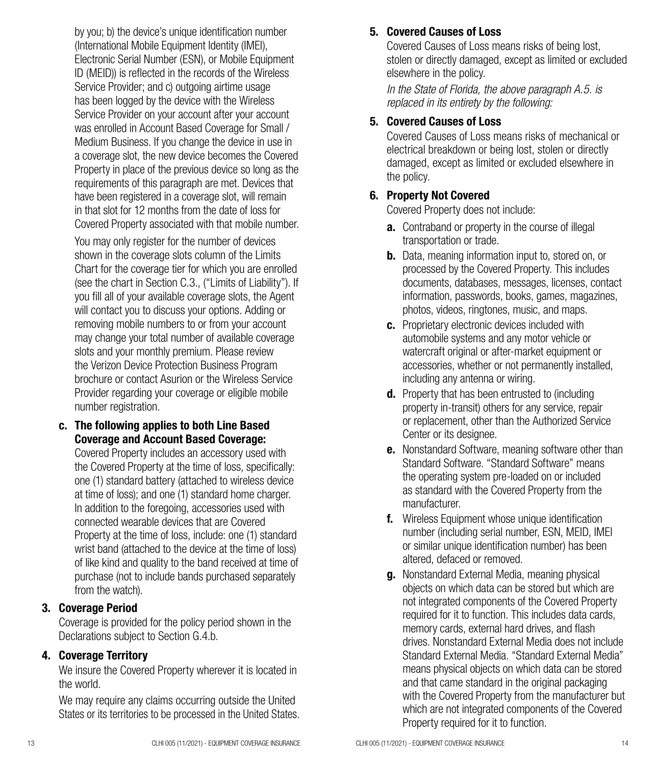by you; b) the device's unique identification number (International Mobile Equipment Identity (IMEI), Electronic Serial Number (ESN), or Mobile Equipment ID (MEID)) is reflected in the records of the Wireless Service Provider; and c) outgoing airtime usage has been logged by the device with the Wireless Service Provider on your account after your account was enrolled in Account Based Coverage for Small / Medium Business. If you change the device in use in a coverage slot, the new device becomes the Covered Property in place of the previous device so long as the requirements of this paragraph are met. Devices that have been registered in a coverage slot, will remain in that slot for 12 months from the date of loss for Covered Property associated with that mobile number.

You may only register for the number of devices shown in the coverage slots column of the Limits Chart for the coverage tier for which you are enrolled (see the chart in Section C.3., ("Limits of Liability"). If you fill all of your available coverage slots, the Agent will contact you to discuss your options. Adding or removing mobile numbers to or from your account may change your total number of available coverage slots and your monthly premium. Please review the Verizon Device Protection Business Program brochure or contact Asurion or the Wireless Service Provider regarding your coverage or eligible mobile number registration.

**c. The following applies to both Line Based Coverage and Account Based Coverage:**
Covered Property includes an accessory used with the Covered Property at the time of loss, specifically: one (1) standard battery (attached to wireless device at time of loss); and one (1) standard home charger. In addition to the foregoing, accessories used with connected wearable devices that are Covered Property at the time of loss, include: one (1) standard wrist band (attached to the device at the time of loss) of like kind and quality to the band received at time of purchase (not to include bands purchased separately from the watch).

### 3. Coverage Period

Coverage is provided for the policy period shown in the Declarations subject to Section G.4.b.

### 4. Coverage Territory

We insure the Covered Property wherever it is located in the world.

We may require any claims occurring outside the United States or its territories to be processed in the United States.

### 5. Covered Causes of Loss

Covered Causes of Loss means risks of being lost, stolen or directly damaged, except as limited or excluded elsewhere in the policy.

*In the State of Florida, the above paragraph A.5. is replaced in its entirety by the following:*

### 5. Covered Causes of Loss

Covered Causes of Loss means risks of mechanical or electrical breakdown or being lost, stolen or directly damaged, except as limited or excluded elsewhere in the policy.

### 6. Property Not Covered

Covered Property does not include:

**a.** Contraband or property in the course of illegal transportation or trade.

**b.** Data, meaning information input to, stored on, or processed by the Covered Property. This includes documents, databases, messages, licenses, contact information, passwords, books, games, magazines, photos, videos, ringtones, music, and maps.

**c.** Proprietary electronic devices included with automobile systems and any motor vehicle or watercraft original or after-market equipment or accessories, whether or not permanently installed, including any antenna or wiring.

**d.** Property that has been entrusted to (including property in-transit) others for any service, repair or replacement, other than the Authorized Service Center or its designee.

**e.** Nonstandard Software, meaning software other than Standard Software. "Standard Software" means the operating system pre-loaded on or included as standard with the Covered Property from the manufacturer.

**f.** Wireless Equipment whose unique identification number (including serial number, ESN, MEID, IMEI or similar unique identification number) has been altered, defaced or removed.

**g.** Nonstandard External Media, meaning physical objects on which data can be stored but which are not integrated components of the Covered Property required for it to function. This includes data cards, memory cards, external hard drives, and flash drives. Nonstandard External Media does not include Standard External Media. "Standard External Media" means physical objects on which data can be stored and that came standard in the original packaging with the Covered Property from the manufacturer but which are not integrated components of the Covered Property required for it to function.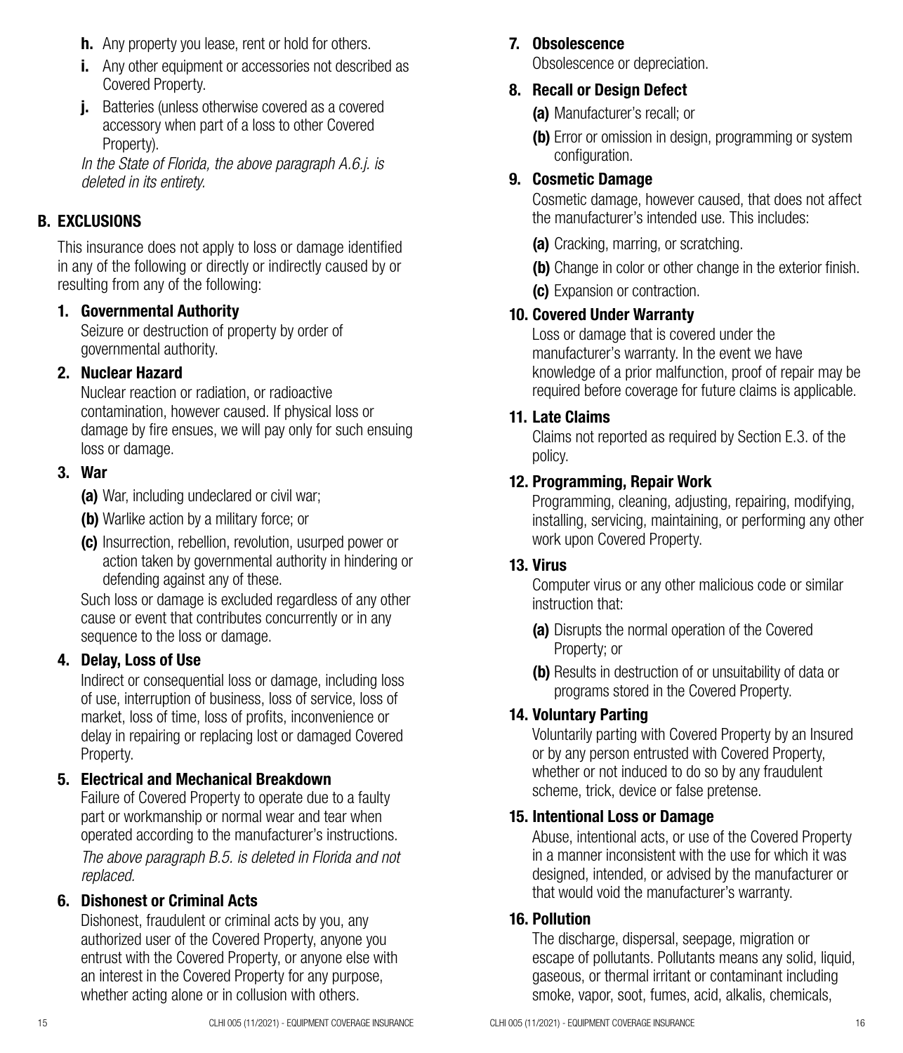**h.** Any property you lease, rent or hold for others.

**i.** Any other equipment or accessories not described as Covered Property.

**j.** Batteries (unless otherwise covered as a covered accessory when part of a loss to other Covered Property).

*In the State of Florida, the above paragraph A.6.j. is deleted in its entirety.*

## B. EXCLUSIONS

This insurance does not apply to loss or damage identified in any of the following or directly or indirectly caused by or resulting from any of the following:

### 1. Governmental Authority

Seizure or destruction of property by order of governmental authority.

### 2. Nuclear Hazard

Nuclear reaction or radiation, or radioactive contamination, however caused. If physical loss or damage by fire ensues, we will pay only for such ensuing loss or damage.

### 3. War

**(a)** War, including undeclared or civil war;

**(b)** Warlike action by a military force; or

**(c)** Insurrection, rebellion, revolution, usurped power or action taken by governmental authority in hindering or defending against any of these.

Such loss or damage is excluded regardless of any other cause or event that contributes concurrently or in any sequence to the loss or damage.

### 4. Delay, Loss of Use

Indirect or consequential loss or damage, including loss of use, interruption of business, loss of service, loss of market, loss of time, loss of profits, inconvenience or delay in repairing or replacing lost or damaged Covered Property.

### 5. Electrical and Mechanical Breakdown

Failure of Covered Property to operate due to a faulty part or workmanship or normal wear and tear when operated according to the manufacturer's instructions.

*The above paragraph B.5. is deleted in Florida and not replaced.*

### 6. Dishonest or Criminal Acts

Dishonest, fraudulent or criminal acts by you, any authorized user of the Covered Property, anyone you entrust with the Covered Property, or anyone else with an interest in the Covered Property for any purpose, whether acting alone or in collusion with others.

### 7. Obsolescence

Obsolescence or depreciation.

### 8. Recall or Design Defect

**(a)** Manufacturer's recall; or

**(b)** Error or omission in design, programming or system configuration.

### 9. Cosmetic Damage

Cosmetic damage, however caused, that does not affect the manufacturer's intended use. This includes:

**(a)** Cracking, marring, or scratching.

**(b)** Change in color or other change in the exterior finish.

**(c)** Expansion or contraction.

### 10. Covered Under Warranty

Loss or damage that is covered under the manufacturer's warranty. In the event we have knowledge of a prior malfunction, proof of repair may be required before coverage for future claims is applicable.

### 11. Late Claims

Claims not reported as required by Section E.3. of the policy.

### 12. Programming, Repair Work

Programming, cleaning, adjusting, repairing, modifying, installing, servicing, maintaining, or performing any other work upon Covered Property.

### 13. Virus

Computer virus or any other malicious code or similar instruction that:

**(a)** Disrupts the normal operation of the Covered Property; or

**(b)** Results in destruction of or unsuitability of data or programs stored in the Covered Property.

### 14. Voluntary Parting

Voluntarily parting with Covered Property by an Insured or by any person entrusted with Covered Property, whether or not induced to do so by any fraudulent scheme, trick, device or false pretense.

### 15. Intentional Loss or Damage

Abuse, intentional acts, or use of the Covered Property in a manner inconsistent with the use for which it was designed, intended, or advised by the manufacturer or that would void the manufacturer's warranty.

### 16. Pollution

The discharge, dispersal, seepage, migration or escape of pollutants. Pollutants means any solid, liquid, gaseous, or thermal irritant or contaminant including smoke, vapor, soot, fumes, acid, alkalis, chemicals,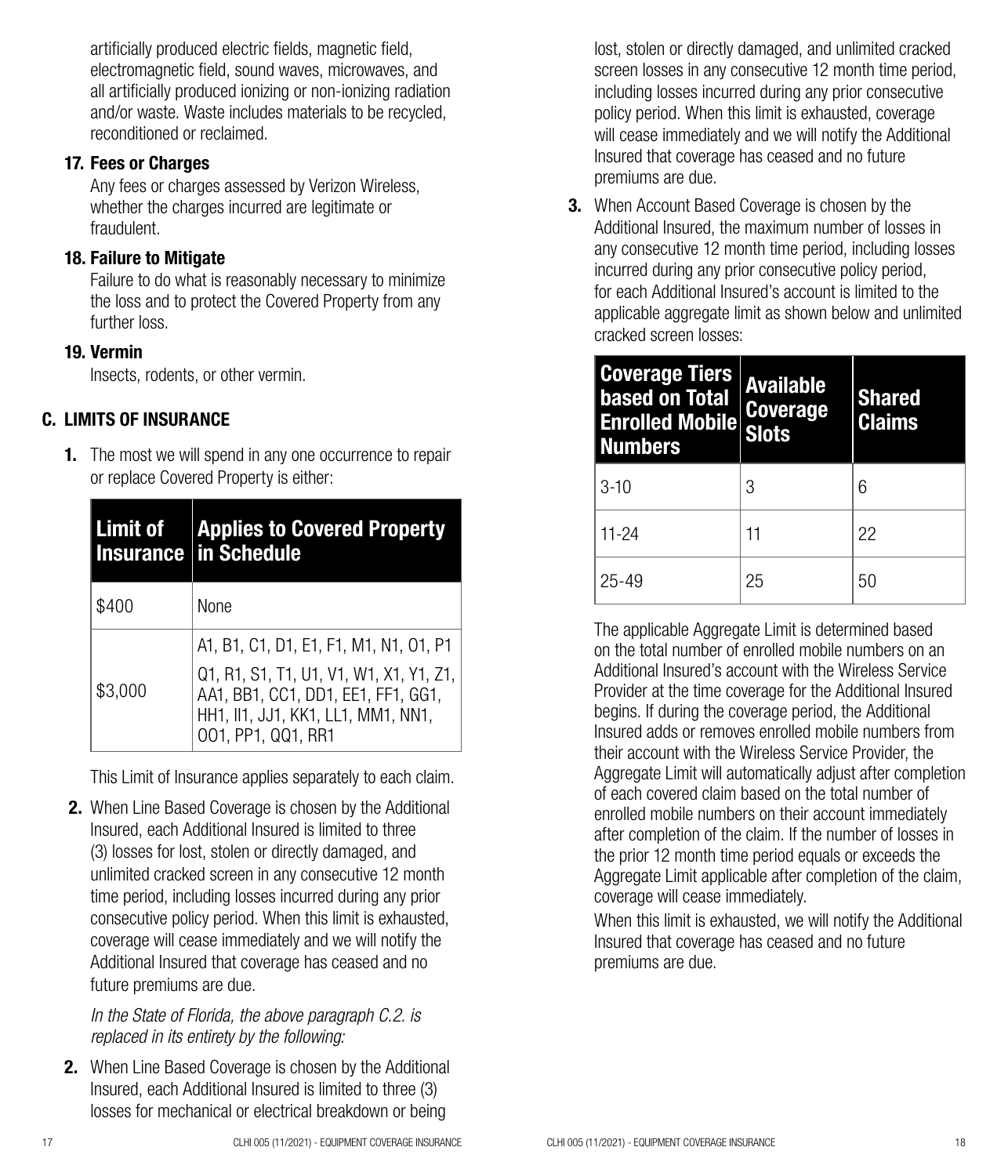artificially produced electric fields, magnetic field, electromagnetic field, sound waves, microwaves, and all artificially produced ionizing or non-ionizing radiation and/or waste. Waste includes materials to be recycled, reconditioned or reclaimed.

**17. Fees or Charges**

Any fees or charges assessed by Verizon Wireless, whether the charges incurred are legitimate or fraudulent.

**18. Failure to Mitigate**

Failure to do what is reasonably necessary to minimize the loss and to protect the Covered Property from any further loss.

**19. Vermin**

Insects, rodents, or other vermin.

## C. LIMITS OF INSURANCE

**1.** The most we will spend in any one occurrence to repair or replace Covered Property is either:

| Limit of Insurance | Applies to Covered Property in Schedule |
|---|---|
| $400 | None |
| $3,000 | A1, B1, C1, D1, E1, F1, M1, N1, O1, P1 Q1, R1, S1, T1, U1, V1, W1, X1, Y1, Z1, AA1, BB1, CC1, DD1, EE1, FF1, GG1, HH1, II1, JJ1, KK1, LL1, MM1, NN1, OO1, PP1, QQ1, RR1 |

This Limit of Insurance applies separately to each claim.

**2.** When Line Based Coverage is chosen by the Additional Insured, each Additional Insured is limited to three (3) losses for lost, stolen or directly damaged, and unlimited cracked screen in any consecutive 12 month time period, including losses incurred during any prior consecutive policy period. When this limit is exhausted, coverage will cease immediately and we will notify the Additional Insured that coverage has ceased and no future premiums are due.

*In the State of Florida, the above paragraph C.2. is replaced in its entirety by the following:*

**2.** When Line Based Coverage is chosen by the Additional Insured, each Additional Insured is limited to three (3) losses for mechanical or electrical breakdown or being lost, stolen or directly damaged, and unlimited cracked screen losses in any consecutive 12 month time period, including losses incurred during any prior consecutive policy period. When this limit is exhausted, coverage will cease immediately and we will notify the Additional Insured that coverage has ceased and no future premiums are due.

**3.** When Account Based Coverage is chosen by the Additional Insured, the maximum number of losses in any consecutive 12 month time period, including losses incurred during any prior consecutive policy period, for each Additional Insured's account is limited to the applicable aggregate limit as shown below and unlimited cracked screen losses:

| Coverage Tiers based on Total Enrolled Mobile Numbers | Available Coverage Slots | Shared Claims |
|---|---|---|
| 3-10 | 3 | 6 |
| 11-24 | 11 | 22 |
| 25-49 | 25 | 50 |

The applicable Aggregate Limit is determined based on the total number of enrolled mobile numbers on an Additional Insured's account with the Wireless Service Provider at the time coverage for the Additional Insured begins. If during the coverage period, the Additional Insured adds or removes enrolled mobile numbers from their account with the Wireless Service Provider, the Aggregate Limit will automatically adjust after completion of each covered claim based on the total number of enrolled mobile numbers on their account immediately after completion of the claim. If the number of losses in the prior 12 month time period equals or exceeds the Aggregate Limit applicable after completion of the claim, coverage will cease immediately.

When this limit is exhausted, we will notify the Additional Insured that coverage has ceased and no future premiums are due.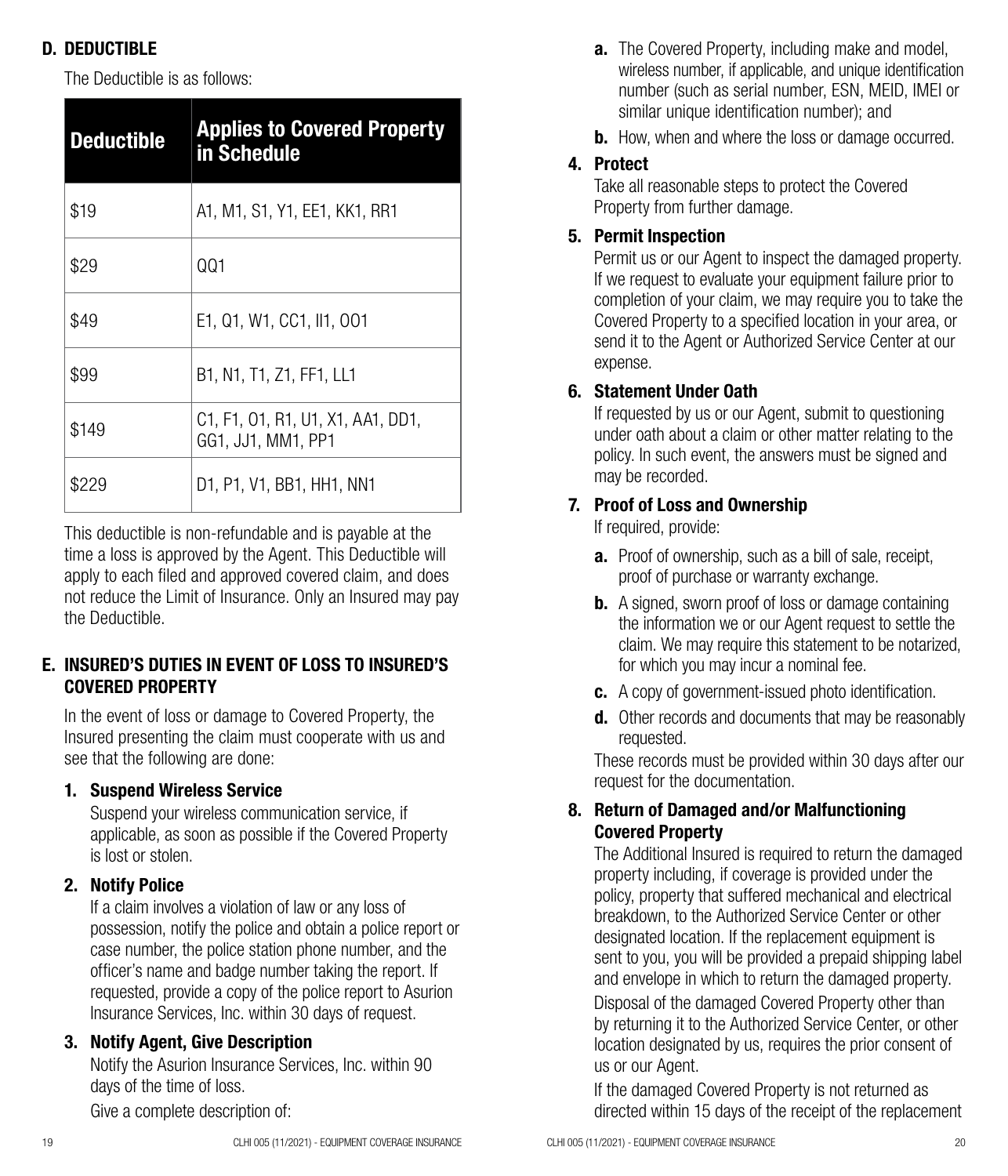## D. DEDUCTIBLE

The Deductible is as follows:

| Deductible | Applies to Covered Property in Schedule |
| --- | --- |
| $19 | A1, M1, S1, Y1, EE1, KK1, RR1 |
| $29 | QQ1 |
| $49 | E1, Q1, W1, CC1, II1, OO1 |
| $99 | B1, N1, T1, Z1, FF1, LL1 |
| $149 | C1, F1, O1, R1, U1, X1, AA1, DD1, GG1, JJ1, MM1, PP1 |
| $229 | D1, P1, V1, BB1, HH1, NN1 |

This deductible is non-refundable and is payable at the time a loss is approved by the Agent. This Deductible will apply to each filed and approved covered claim, and does not reduce the Limit of Insurance. Only an Insured may pay the Deductible.

## E. INSURED'S DUTIES IN EVENT OF LOSS TO INSURED'S COVERED PROPERTY

In the event of loss or damage to Covered Property, the Insured presenting the claim must cooperate with us and see that the following are done:

### 1. Suspend Wireless Service

Suspend your wireless communication service, if applicable, as soon as possible if the Covered Property is lost or stolen.

### 2. Notify Police

If a claim involves a violation of law or any loss of possession, notify the police and obtain a police report or case number, the police station phone number, and the officer's name and badge number taking the report. If requested, provide a copy of the police report to Asurion Insurance Services, Inc. within 30 days of request.

### 3. Notify Agent, Give Description

Notify the Asurion Insurance Services, Inc. within 90 days of the time of loss.

Give a complete description of:

- **a.** The Covered Property, including make and model, wireless number, if applicable, and unique identification number (such as serial number, ESN, MEID, IMEI or similar unique identification number); and
- **b.** How, when and where the loss or damage occurred.

### 4. Protect

Take all reasonable steps to protect the Covered Property from further damage.

### 5. Permit Inspection

Permit us or our Agent to inspect the damaged property. If we request to evaluate your equipment failure prior to completion of your claim, we may require you to take the Covered Property to a specified location in your area, or send it to the Agent or Authorized Service Center at our expense.

### 6. Statement Under Oath

If requested by us or our Agent, submit to questioning under oath about a claim or other matter relating to the policy. In such event, the answers must be signed and may be recorded.

### 7. Proof of Loss and Ownership

If required, provide:

- **a.** Proof of ownership, such as a bill of sale, receipt, proof of purchase or warranty exchange.
- **b.** A signed, sworn proof of loss or damage containing the information we or our Agent request to settle the claim. We may require this statement to be notarized, for which you may incur a nominal fee.
- **c.** A copy of government-issued photo identification.
- **d.** Other records and documents that may be reasonably requested.

These records must be provided within 30 days after our request for the documentation.

### 8. Return of Damaged and/or Malfunctioning Covered Property

The Additional Insured is required to return the damaged property including, if coverage is provided under the policy, property that suffered mechanical and electrical breakdown, to the Authorized Service Center or other designated location. If the replacement equipment is sent to you, you will be provided a prepaid shipping label and envelope in which to return the damaged property.

Disposal of the damaged Covered Property other than by returning it to the Authorized Service Center, or other location designated by us, requires the prior consent of us or our Agent.

If the damaged Covered Property is not returned as directed within 15 days of the receipt of the replacement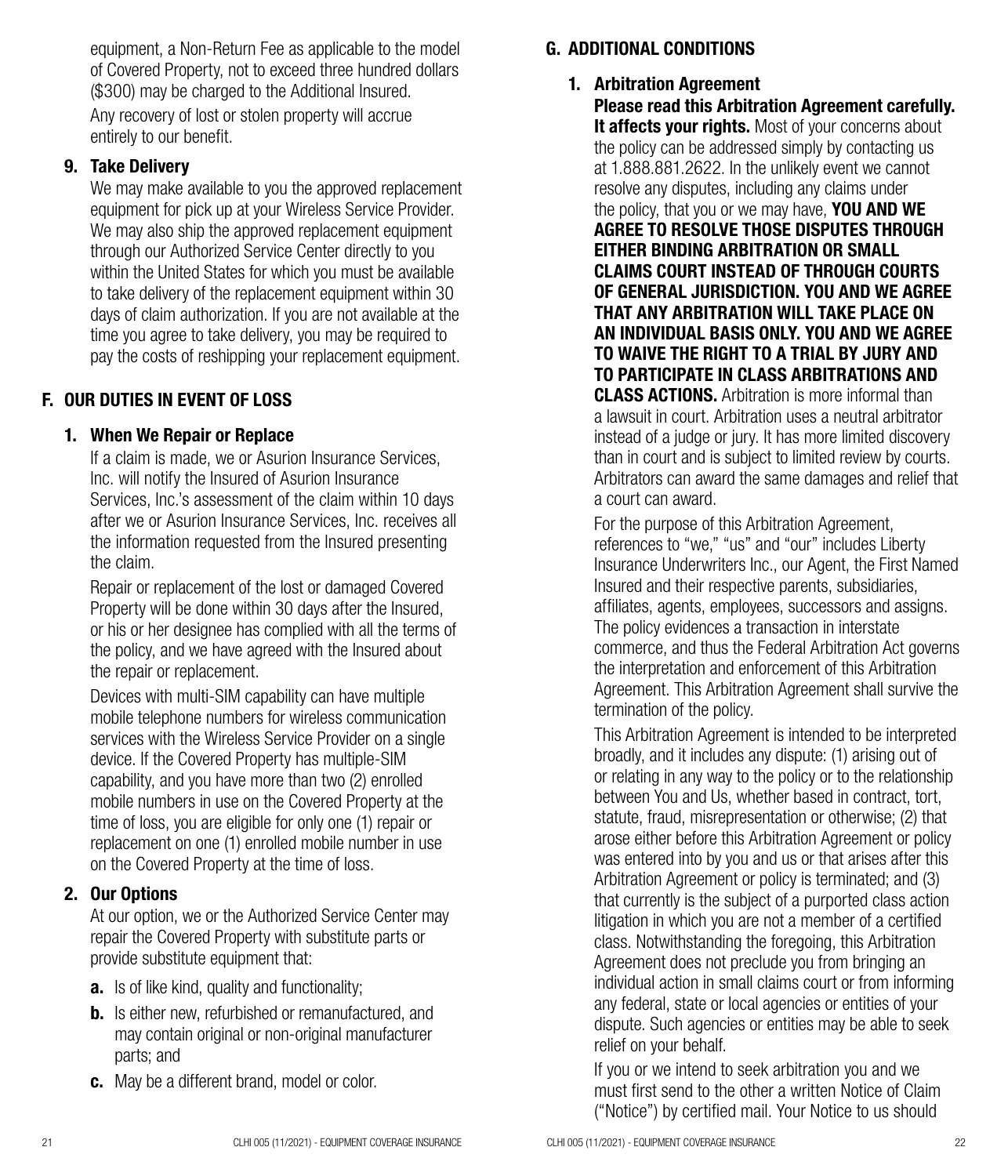equipment, a Non-Return Fee as applicable to the model of Covered Property, not to exceed three hundred dollars ($300) may be charged to the Additional Insured.

Any recovery of lost or stolen property will accrue entirely to our benefit.

**9. Take Delivery**

We may make available to you the approved replacement equipment for pick up at your Wireless Service Provider. We may also ship the approved replacement equipment through our Authorized Service Center directly to you within the United States for which you must be available to take delivery of the replacement equipment within 30 days of claim authorization. If you are not available at the time you agree to take delivery, you may be required to pay the costs of reshipping your replacement equipment.

## F. OUR DUTIES IN EVENT OF LOSS

**1. When We Repair or Replace**

If a claim is made, we or Asurion Insurance Services, Inc. will notify the Insured of Asurion Insurance Services, Inc.'s assessment of the claim within 10 days after we or Asurion Insurance Services, Inc. receives all the information requested from the Insured presenting the claim.

Repair or replacement of the lost or damaged Covered Property will be done within 30 days after the Insured, or his or her designee has complied with all the terms of the policy, and we have agreed with the Insured about the repair or replacement.

Devices with multi-SIM capability can have multiple mobile telephone numbers for wireless communication services with the Wireless Service Provider on a single device. If the Covered Property has multiple-SIM capability, and you have more than two (2) enrolled mobile numbers in use on the Covered Property at the time of loss, you are eligible for only one (1) repair or replacement on one (1) enrolled mobile number in use on the Covered Property at the time of loss.

**2. Our Options**

At our option, we or the Authorized Service Center may repair the Covered Property with substitute parts or provide substitute equipment that:

**a.** Is of like kind, quality and functionality;

**b.** Is either new, refurbished or remanufactured, and may contain original or non-original manufacturer parts; and

**c.** May be a different brand, model or color.

## G. ADDITIONAL CONDITIONS

**1. Arbitration Agreement**

**Please read this Arbitration Agreement carefully. It affects your rights.** Most of your concerns about the policy can be addressed simply by contacting us at 1.888.881.2622. In the unlikely event we cannot resolve any disputes, including any claims under the policy, that you or we may have, **YOU AND WE AGREE TO RESOLVE THOSE DISPUTES THROUGH EITHER BINDING ARBITRATION OR SMALL CLAIMS COURT INSTEAD OF THROUGH COURTS OF GENERAL JURISDICTION. YOU AND WE AGREE THAT ANY ARBITRATION WILL TAKE PLACE ON AN INDIVIDUAL BASIS ONLY. YOU AND WE AGREE TO WAIVE THE RIGHT TO A TRIAL BY JURY AND TO PARTICIPATE IN CLASS ARBITRATIONS AND CLASS ACTIONS.** Arbitration is more informal than a lawsuit in court. Arbitration uses a neutral arbitrator instead of a judge or jury. It has more limited discovery than in court and is subject to limited review by courts. Arbitrators can award the same damages and relief that a court can award.

For the purpose of this Arbitration Agreement, references to "we," "us" and "our" includes Liberty Insurance Underwriters Inc., our Agent, the First Named Insured and their respective parents, subsidiaries, affiliates, agents, employees, successors and assigns. The policy evidences a transaction in interstate commerce, and thus the Federal Arbitration Act governs the interpretation and enforcement of this Arbitration Agreement. This Arbitration Agreement shall survive the termination of the policy.

This Arbitration Agreement is intended to be interpreted broadly, and it includes any dispute: (1) arising out of or relating in any way to the policy or to the relationship between You and Us, whether based in contract, tort, statute, fraud, misrepresentation or otherwise; (2) that arose either before this Arbitration Agreement or policy was entered into by you and us or that arises after this Arbitration Agreement or policy is terminated; and (3) that currently is the subject of a purported class action litigation in which you are not a member of a certified class. Notwithstanding the foregoing, this Arbitration Agreement does not preclude you from bringing an individual action in small claims court or from informing any federal, state or local agencies or entities of your dispute. Such agencies or entities may be able to seek relief on your behalf.

If you or we intend to seek arbitration you and we must first send to the other a written Notice of Claim ("Notice") by certified mail. Your Notice to us should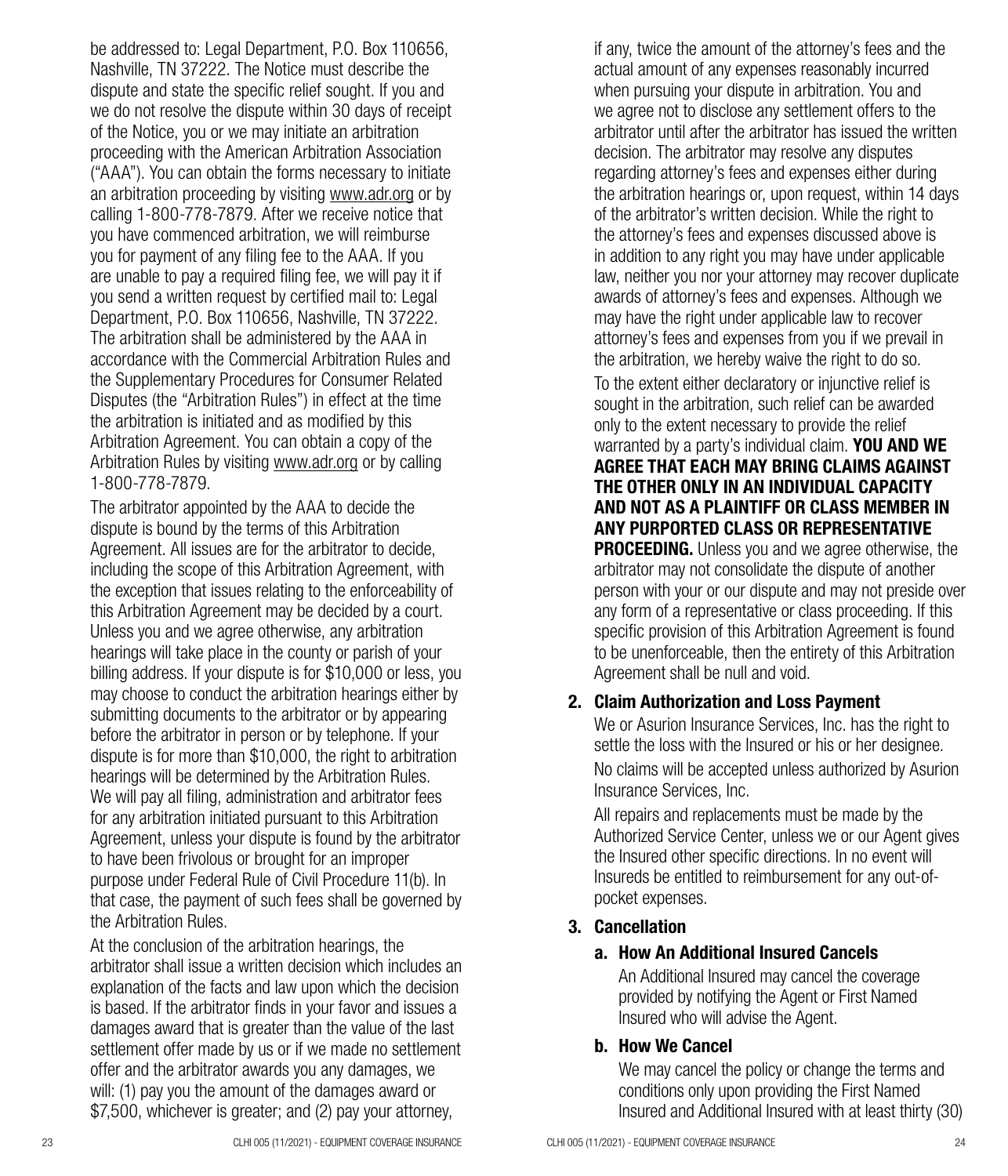be addressed to: Legal Department, P.O. Box 110656, Nashville, TN 37222. The Notice must describe the dispute and state the specific relief sought. If you and we do not resolve the dispute within 30 days of receipt of the Notice, you or we may initiate an arbitration proceeding with the American Arbitration Association ("AAA"). You can obtain the forms necessary to initiate an arbitration proceeding by visiting www.adr.org or by calling 1-800-778-7879. After we receive notice that you have commenced arbitration, we will reimburse you for payment of any filing fee to the AAA. If you are unable to pay a required filing fee, we will pay it if you send a written request by certified mail to: Legal Department, P.O. Box 110656, Nashville, TN 37222. The arbitration shall be administered by the AAA in accordance with the Commercial Arbitration Rules and the Supplementary Procedures for Consumer Related Disputes (the "Arbitration Rules") in effect at the time the arbitration is initiated and as modified by this Arbitration Agreement. You can obtain a copy of the Arbitration Rules by visiting www.adr.org or by calling 1-800-778-7879.

The arbitrator appointed by the AAA to decide the dispute is bound by the terms of this Arbitration Agreement. All issues are for the arbitrator to decide, including the scope of this Arbitration Agreement, with the exception that issues relating to the enforceability of this Arbitration Agreement may be decided by a court. Unless you and we agree otherwise, any arbitration hearings will take place in the county or parish of your billing address. If your dispute is for $10,000 or less, you may choose to conduct the arbitration hearings either by submitting documents to the arbitrator or by appearing before the arbitrator in person or by telephone. If your dispute is for more than $10,000, the right to arbitration hearings will be determined by the Arbitration Rules. We will pay all filing, administration and arbitrator fees for any arbitration initiated pursuant to this Arbitration Agreement, unless your dispute is found by the arbitrator to have been frivolous or brought for an improper purpose under Federal Rule of Civil Procedure 11(b). In that case, the payment of such fees shall be governed by the Arbitration Rules.

At the conclusion of the arbitration hearings, the arbitrator shall issue a written decision which includes an explanation of the facts and law upon which the decision is based. If the arbitrator finds in your favor and issues a damages award that is greater than the value of the last settlement offer made by us or if we made no settlement offer and the arbitrator awards you any damages, we will: (1) pay you the amount of the damages award or $7,500, whichever is greater; and (2) pay your attorney, if any, twice the amount of the attorney's fees and the actual amount of any expenses reasonably incurred when pursuing your dispute in arbitration. You and we agree not to disclose any settlement offers to the arbitrator until after the arbitrator has issued the written decision. The arbitrator may resolve any disputes regarding attorney's fees and expenses either during the arbitration hearings or, upon request, within 14 days of the arbitrator's written decision. While the right to the attorney's fees and expenses discussed above is in addition to any right you may have under applicable law, neither you nor your attorney may recover duplicate awards of attorney's fees and expenses. Although we may have the right under applicable law to recover attorney's fees and expenses from you if we prevail in the arbitration, we hereby waive the right to do so.

To the extent either declaratory or injunctive relief is sought in the arbitration, such relief can be awarded only to the extent necessary to provide the relief warranted by a party's individual claim. **YOU AND WE AGREE THAT EACH MAY BRING CLAIMS AGAINST THE OTHER ONLY IN AN INDIVIDUAL CAPACITY AND NOT AS A PLAINTIFF OR CLASS MEMBER IN ANY PURPORTED CLASS OR REPRESENTATIVE PROCEEDING.** Unless you and we agree otherwise, the arbitrator may not consolidate the dispute of another person with your or our dispute and may not preside over any form of a representative or class proceeding. If this specific provision of this Arbitration Agreement is found to be unenforceable, then the entirety of this Arbitration Agreement shall be null and void.

## 2. Claim Authorization and Loss Payment

We or Asurion Insurance Services, Inc. has the right to settle the loss with the Insured or his or her designee.

No claims will be accepted unless authorized by Asurion Insurance Services, Inc.

All repairs and replacements must be made by the Authorized Service Center, unless we or our Agent gives the Insured other specific directions. In no event will Insureds be entitled to reimbursement for any out-of-pocket expenses.

## 3. Cancellation

### a. How An Additional Insured Cancels

An Additional Insured may cancel the coverage provided by notifying the Agent or First Named Insured who will advise the Agent.

### b. How We Cancel

We may cancel the policy or change the terms and conditions only upon providing the First Named Insured and Additional Insured with at least thirty (30)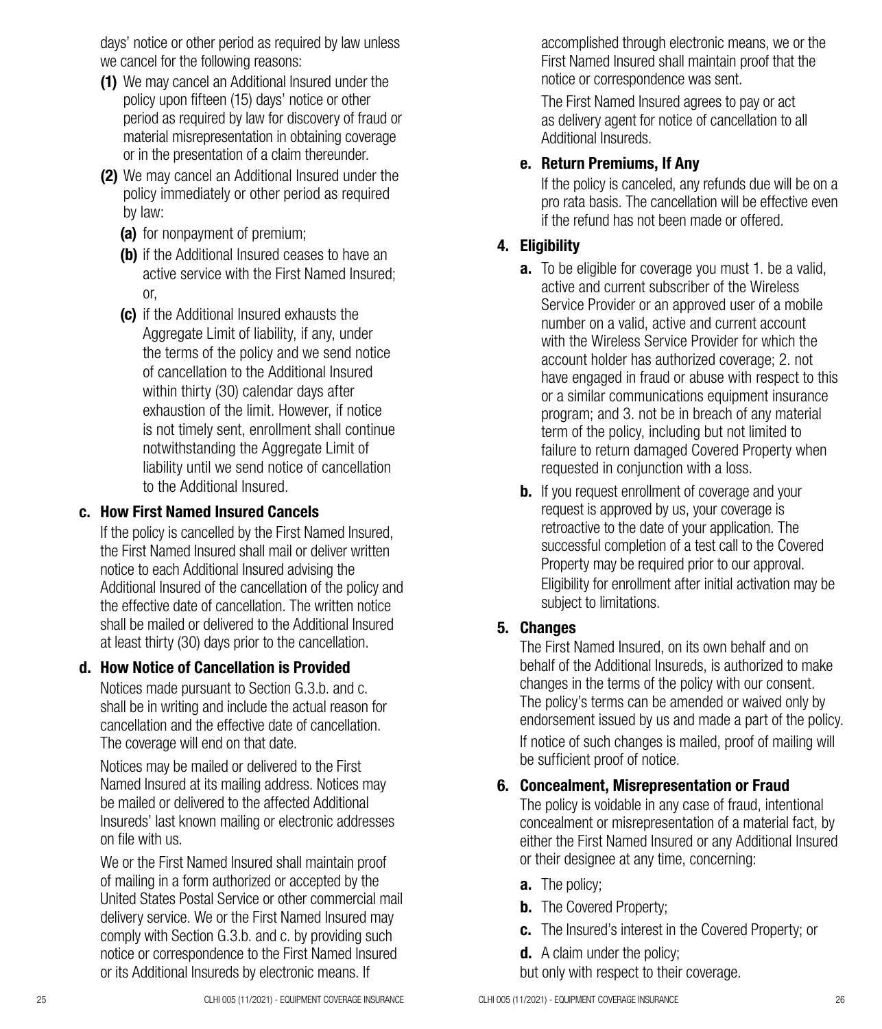days' notice or other period as required by law unless we cancel for the following reasons:

**(1)** We may cancel an Additional Insured under the policy upon fifteen (15) days' notice or other period as required by law for discovery of fraud or material misrepresentation in obtaining coverage or in the presentation of a claim thereunder.

**(2)** We may cancel an Additional Insured under the policy immediately or other period as required by law:

- **(a)** for nonpayment of premium;
- **(b)** if the Additional Insured ceases to have an active service with the First Named Insured; or,
- **(c)** if the Additional Insured exhausts the Aggregate Limit of liability, if any, under the terms of the policy and we send notice of cancellation to the Additional Insured within thirty (30) calendar days after exhaustion of the limit. However, if notice is not timely sent, enrollment shall continue notwithstanding the Aggregate Limit of liability until we send notice of cancellation to the Additional Insured.

### c. How First Named Insured Cancels

If the policy is cancelled by the First Named Insured, the First Named Insured shall mail or deliver written notice to each Additional Insured advising the Additional Insured of the cancellation of the policy and the effective date of cancellation. The written notice shall be mailed or delivered to the Additional Insured at least thirty (30) days prior to the cancellation.

### d. How Notice of Cancellation is Provided

Notices made pursuant to Section G.3.b. and c. shall be in writing and include the actual reason for cancellation and the effective date of cancellation. The coverage will end on that date.

Notices may be mailed or delivered to the First Named Insured at its mailing address. Notices may be mailed or delivered to the affected Additional Insureds' last known mailing or electronic addresses on file with us.

We or the First Named Insured shall maintain proof of mailing in a form authorized or accepted by the United States Postal Service or other commercial mail delivery service. We or the First Named Insured may comply with Section G.3.b. and c. by providing such notice or correspondence to the First Named Insured or its Additional Insureds by electronic means. If accomplished through electronic means, we or the First Named Insured shall maintain proof that the notice or correspondence was sent.

The First Named Insured agrees to pay or act as delivery agent for notice of cancellation to all Additional Insureds.

### e. Return Premiums, If Any

If the policy is canceled, any refunds due will be on a pro rata basis. The cancellation will be effective even if the refund has not been made or offered.

## 4. Eligibility

**a.** To be eligible for coverage you must 1. be a valid, active and current subscriber of the Wireless Service Provider or an approved user of a mobile number on a valid, active and current account with the Wireless Service Provider for which the account holder has authorized coverage; 2. not have engaged in fraud or abuse with respect to this or a similar communications equipment insurance program; and 3. not be in breach of any material term of the policy, including but not limited to failure to return damaged Covered Property when requested in conjunction with a loss.

**b.** If you request enrollment of coverage and your request is approved by us, your coverage is retroactive to the date of your application. The successful completion of a test call to the Covered Property may be required prior to our approval. Eligibility for enrollment after initial activation may be subject to limitations.

## 5. Changes

The First Named Insured, on its own behalf and on behalf of the Additional Insureds, is authorized to make changes in the terms of the policy with our consent. The policy's terms can be amended or waived only by endorsement issued by us and made a part of the policy. If notice of such changes is mailed, proof of mailing will be sufficient proof of notice.

## 6. Concealment, Misrepresentation or Fraud

The policy is voidable in any case of fraud, intentional concealment or misrepresentation of a material fact, by either the First Named Insured or any Additional Insured or their designee at any time, concerning:

- **a.** The policy;
- **b.** The Covered Property;
- **c.** The Insured's interest in the Covered Property; or
- **d.** A claim under the policy;

but only with respect to their coverage.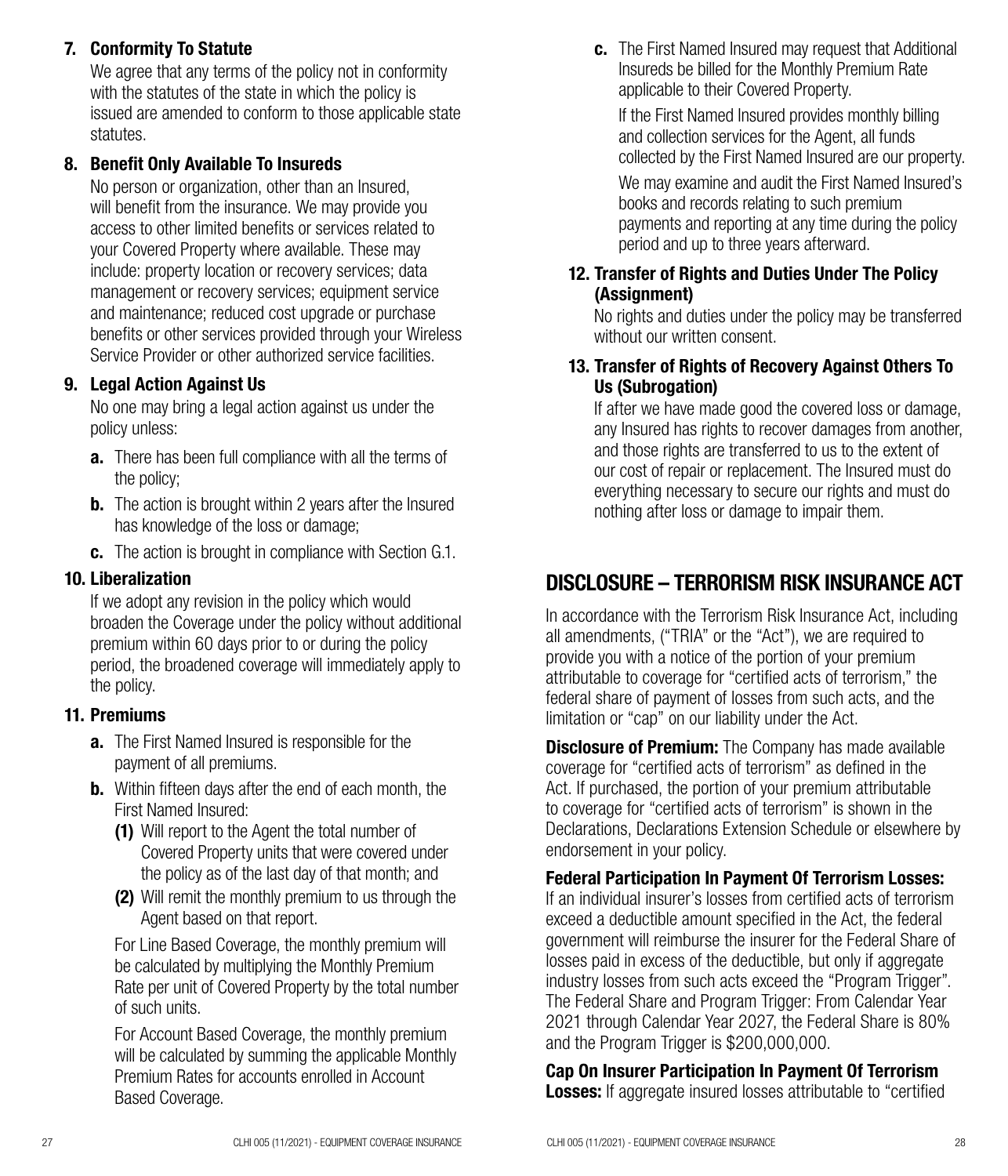### 7. Conformity To Statute

We agree that any terms of the policy not in conformity with the statutes of the state in which the policy is issued are amended to conform to those applicable state statutes.

### 8. Benefit Only Available To Insureds

No person or organization, other than an Insured, will benefit from the insurance. We may provide you access to other limited benefits or services related to your Covered Property where available. These may include: property location or recovery services; data management or recovery services; equipment service and maintenance; reduced cost upgrade or purchase benefits or other services provided through your Wireless Service Provider or other authorized service facilities.

### 9. Legal Action Against Us

No one may bring a legal action against us under the policy unless:

- **a.** There has been full compliance with all the terms of the policy;
- **b.** The action is brought within 2 years after the Insured has knowledge of the loss or damage;
- **c.** The action is brought in compliance with Section G.1.

### 10. Liberalization

If we adopt any revision in the policy which would broaden the Coverage under the policy without additional premium within 60 days prior to or during the policy period, the broadened coverage will immediately apply to the policy.

### 11. Premiums

- **a.** The First Named Insured is responsible for the payment of all premiums.
- **b.** Within fifteen days after the end of each month, the First Named Insured:
  - **(1)** Will report to the Agent the total number of Covered Property units that were covered under the policy as of the last day of that month; and
  - **(2)** Will remit the monthly premium to us through the Agent based on that report.

  For Line Based Coverage, the monthly premium will be calculated by multiplying the Monthly Premium Rate per unit of Covered Property by the total number of such units.

  For Account Based Coverage, the monthly premium will be calculated by summing the applicable Monthly Premium Rates for accounts enrolled in Account Based Coverage.
- **c.** The First Named Insured may request that Additional Insureds be billed for the Monthly Premium Rate applicable to their Covered Property.

  If the First Named Insured provides monthly billing and collection services for the Agent, all funds collected by the First Named Insured are our property.

  We may examine and audit the First Named Insured's books and records relating to such premium payments and reporting at any time during the policy period and up to three years afterward.

### 12. Transfer of Rights and Duties Under The Policy (Assignment)

No rights and duties under the policy may be transferred without our written consent.

### 13. Transfer of Rights of Recovery Against Others To Us (Subrogation)

If after we have made good the covered loss or damage, any Insured has rights to recover damages from another, and those rights are transferred to us to the extent of our cost of repair or replacement. The Insured must do everything necessary to secure our rights and must do nothing after loss or damage to impair them.

## DISCLOSURE – TERRORISM RISK INSURANCE ACT

In accordance with the Terrorism Risk Insurance Act, including all amendments, ("TRIA" or the "Act"), we are required to provide you with a notice of the portion of your premium attributable to coverage for "certified acts of terrorism," the federal share of payment of losses from such acts, and the limitation or "cap" on our liability under the Act.

**Disclosure of Premium:** The Company has made available coverage for "certified acts of terrorism" as defined in the Act. If purchased, the portion of your premium attributable to coverage for "certified acts of terrorism" is shown in the Declarations, Declarations Extension Schedule or elsewhere by endorsement in your policy.

**Federal Participation In Payment Of Terrorism Losses:** If an individual insurer's losses from certified acts of terrorism exceed a deductible amount specified in the Act, the federal government will reimburse the insurer for the Federal Share of losses paid in excess of the deductible, but only if aggregate industry losses from such acts exceed the "Program Trigger". The Federal Share and Program Trigger: From Calendar Year 2021 through Calendar Year 2027, the Federal Share is 80% and the Program Trigger is $200,000,000.

**Cap On Insurer Participation In Payment Of Terrorism Losses:** If aggregate insured losses attributable to "certified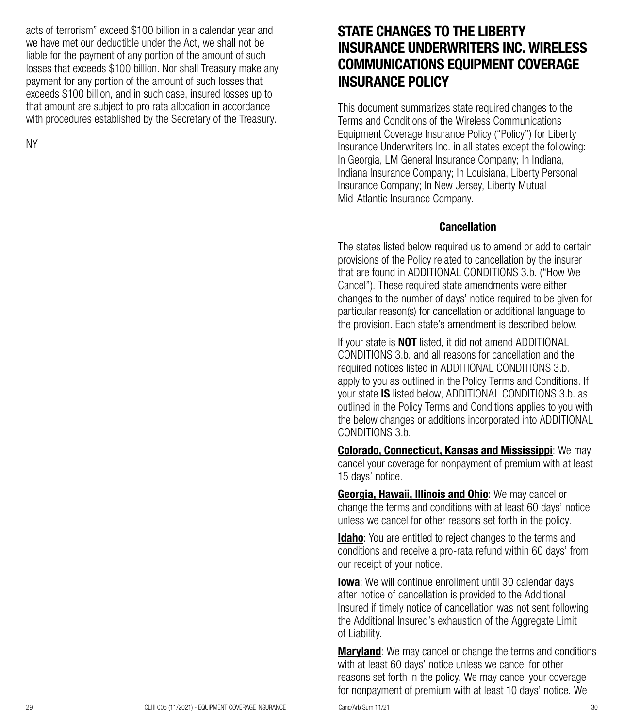acts of terrorism" exceed $100 billion in a calendar year and we have met our deductible under the Act, we shall not be liable for the payment of any portion of the amount of such losses that exceeds $100 billion. Nor shall Treasury make any payment for any portion of the amount of such losses that exceeds $100 billion, and in such case, insured losses up to that amount are subject to pro rata allocation in accordance with procedures established by the Secretary of the Treasury.

NY

# STATE CHANGES TO THE LIBERTY INSURANCE UNDERWRITERS INC. WIRELESS COMMUNICATIONS EQUIPMENT COVERAGE INSURANCE POLICY

This document summarizes state required changes to the Terms and Conditions of the Wireless Communications Equipment Coverage Insurance Policy ("Policy") for Liberty Insurance Underwriters Inc. in all states except the following: In Georgia, LM General Insurance Company; In Indiana, Indiana Insurance Company; In Louisiana, Liberty Personal Insurance Company; In New Jersey, Liberty Mutual Mid-Atlantic Insurance Company.

## Cancellation

The states listed below required us to amend or add to certain provisions of the Policy related to cancellation by the insurer that are found in ADDITIONAL CONDITIONS 3.b. ("How We Cancel"). These required state amendments were either changes to the number of days' notice required to be given for particular reason(s) for cancellation or additional language to the provision. Each state's amendment is described below.

If your state is **NOT** listed, it did not amend ADDITIONAL CONDITIONS 3.b. and all reasons for cancellation and the required notices listed in ADDITIONAL CONDITIONS 3.b. apply to you as outlined in the Policy Terms and Conditions. If your state **IS** listed below, ADDITIONAL CONDITIONS 3.b. as outlined in the Policy Terms and Conditions applies to you with the below changes or additions incorporated into ADDITIONAL CONDITIONS 3.b.

**Colorado, Connecticut, Kansas and Mississippi**: We may cancel your coverage for nonpayment of premium with at least 15 days' notice.

**Georgia, Hawaii, Illinois and Ohio**: We may cancel or change the terms and conditions with at least 60 days' notice unless we cancel for other reasons set forth in the policy.

**Idaho**: You are entitled to reject changes to the terms and conditions and receive a pro-rata refund within 60 days' from our receipt of your notice.

**Iowa**: We will continue enrollment until 30 calendar days after notice of cancellation is provided to the Additional Insured if timely notice of cancellation was not sent following the Additional Insured's exhaustion of the Aggregate Limit of Liability.

**Maryland**: We may cancel or change the terms and conditions with at least 60 days' notice unless we cancel for other reasons set forth in the policy. We may cancel your coverage for nonpayment of premium with at least 10 days' notice. We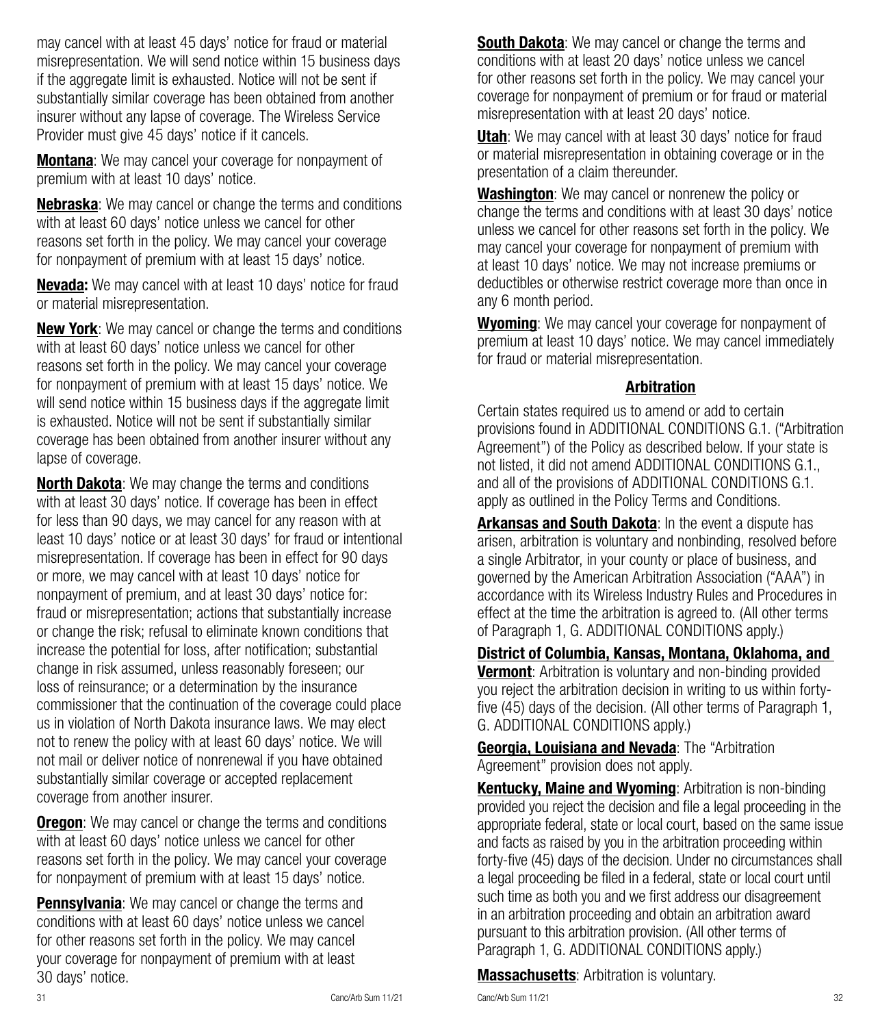may cancel with at least 45 days' notice for fraud or material misrepresentation. We will send notice within 15 business days if the aggregate limit is exhausted. Notice will not be sent if substantially similar coverage has been obtained from another insurer without any lapse of coverage. The Wireless Service Provider must give 45 days' notice if it cancels.

**Montana**: We may cancel your coverage for nonpayment of premium with at least 10 days' notice.

**Nebraska**: We may cancel or change the terms and conditions with at least 60 days' notice unless we cancel for other reasons set forth in the policy. We may cancel your coverage for nonpayment of premium with at least 15 days' notice.

**Nevada:** We may cancel with at least 10 days' notice for fraud or material misrepresentation.

**New York**: We may cancel or change the terms and conditions with at least 60 days' notice unless we cancel for other reasons set forth in the policy. We may cancel your coverage for nonpayment of premium with at least 15 days' notice. We will send notice within 15 business days if the aggregate limit is exhausted. Notice will not be sent if substantially similar coverage has been obtained from another insurer without any lapse of coverage.

**North Dakota**: We may change the terms and conditions with at least 30 days' notice. If coverage has been in effect for less than 90 days, we may cancel for any reason with at least 10 days' notice or at least 30 days' for fraud or intentional misrepresentation. If coverage has been in effect for 90 days or more, we may cancel with at least 10 days' notice for nonpayment of premium, and at least 30 days' notice for: fraud or misrepresentation; actions that substantially increase or change the risk; refusal to eliminate known conditions that increase the potential for loss, after notification; substantial change in risk assumed, unless reasonably foreseen; our loss of reinsurance; or a determination by the insurance commissioner that the continuation of the coverage could place us in violation of North Dakota insurance laws. We may elect not to renew the policy with at least 60 days' notice. We will not mail or deliver notice of nonrenewal if you have obtained substantially similar coverage or accepted replacement coverage from another insurer.

**Oregon**: We may cancel or change the terms and conditions with at least 60 days' notice unless we cancel for other reasons set forth in the policy. We may cancel your coverage for nonpayment of premium with at least 15 days' notice.

**Pennsylvania**: We may cancel or change the terms and conditions with at least 60 days' notice unless we cancel for other reasons set forth in the policy. We may cancel your coverage for nonpayment of premium with at least 30 days' notice.

**South Dakota**: We may cancel or change the terms and conditions with at least 20 days' notice unless we cancel for other reasons set forth in the policy. We may cancel your coverage for nonpayment of premium or for fraud or material misrepresentation with at least 20 days' notice.

**Utah**: We may cancel with at least 30 days' notice for fraud or material misrepresentation in obtaining coverage or in the presentation of a claim thereunder.

**Washington**: We may cancel or nonrenew the policy or change the terms and conditions with at least 30 days' notice unless we cancel for other reasons set forth in the policy. We may cancel your coverage for nonpayment of premium with at least 10 days' notice. We may not increase premiums or deductibles or otherwise restrict coverage more than once in any 6 month period.

**Wyoming**: We may cancel your coverage for nonpayment of premium at least 10 days' notice. We may cancel immediately for fraud or material misrepresentation.

## Arbitration

Certain states required us to amend or add to certain provisions found in ADDITIONAL CONDITIONS G.1. ("Arbitration Agreement") of the Policy as described below. If your state is not listed, it did not amend ADDITIONAL CONDITIONS G.1., and all of the provisions of ADDITIONAL CONDITIONS G.1. apply as outlined in the Policy Terms and Conditions.

**Arkansas and South Dakota**: In the event a dispute has arisen, arbitration is voluntary and nonbinding, resolved before a single Arbitrator, in your county or place of business, and governed by the American Arbitration Association ("AAA") in accordance with its Wireless Industry Rules and Procedures in effect at the time the arbitration is agreed to. (All other terms of Paragraph 1, G. ADDITIONAL CONDITIONS apply.)

**District of Columbia, Kansas, Montana, Oklahoma, and Vermont**: Arbitration is voluntary and non-binding provided you reject the arbitration decision in writing to us within forty-five (45) days of the decision. (All other terms of Paragraph 1, G. ADDITIONAL CONDITIONS apply.)

**Georgia, Louisiana and Nevada**: The "Arbitration Agreement" provision does not apply.

**Kentucky, Maine and Wyoming**: Arbitration is non-binding provided you reject the decision and file a legal proceeding in the appropriate federal, state or local court, based on the same issue and facts as raised by you in the arbitration proceeding within forty-five (45) days of the decision. Under no circumstances shall a legal proceeding be filed in a federal, state or local court until such time as both you and we first address our disagreement in an arbitration proceeding and obtain an arbitration award pursuant to this arbitration provision. (All other terms of Paragraph 1, G. ADDITIONAL CONDITIONS apply.)

**Massachusetts**: Arbitration is voluntary.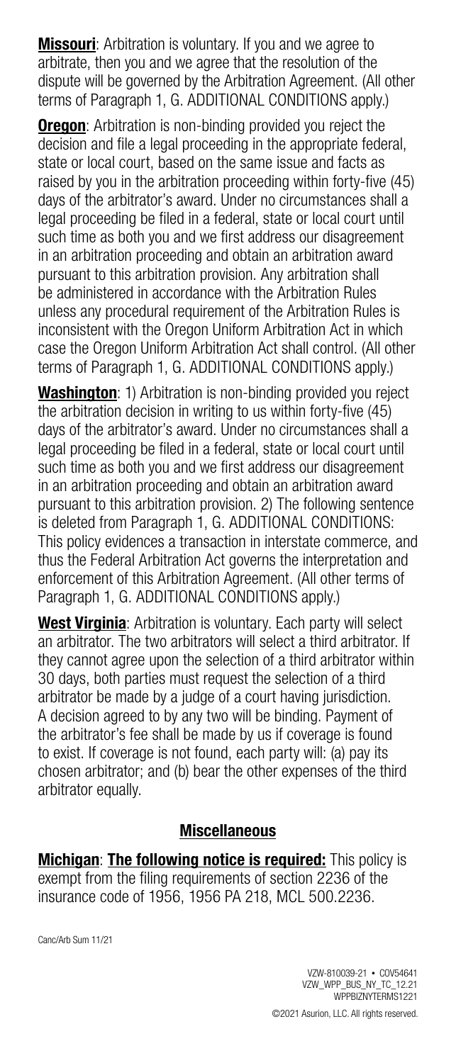**Missouri**: Arbitration is voluntary. If you and we agree to arbitrate, then you and we agree that the resolution of the dispute will be governed by the Arbitration Agreement. (All other terms of Paragraph 1, G. ADDITIONAL CONDITIONS apply.)

**Oregon**: Arbitration is non-binding provided you reject the decision and file a legal proceeding in the appropriate federal, state or local court, based on the same issue and facts as raised by you in the arbitration proceeding within forty-five (45) days of the arbitrator's award. Under no circumstances shall a legal proceeding be filed in a federal, state or local court until such time as both you and we first address our disagreement in an arbitration proceeding and obtain an arbitration award pursuant to this arbitration provision. Any arbitration shall be administered in accordance with the Arbitration Rules unless any procedural requirement of the Arbitration Rules is inconsistent with the Oregon Uniform Arbitration Act in which case the Oregon Uniform Arbitration Act shall control. (All other terms of Paragraph 1, G. ADDITIONAL CONDITIONS apply.)

**Washington**: 1) Arbitration is non-binding provided you reject the arbitration decision in writing to us within forty-five (45) days of the arbitrator's award. Under no circumstances shall a legal proceeding be filed in a federal, state or local court until such time as both you and we first address our disagreement in an arbitration proceeding and obtain an arbitration award pursuant to this arbitration provision. 2) The following sentence is deleted from Paragraph 1, G. ADDITIONAL CONDITIONS: This policy evidences a transaction in interstate commerce, and thus the Federal Arbitration Act governs the interpretation and enforcement of this Arbitration Agreement. (All other terms of Paragraph 1, G. ADDITIONAL CONDITIONS apply.)

**West Virginia**: Arbitration is voluntary. Each party will select an arbitrator. The two arbitrators will select a third arbitrator. If they cannot agree upon the selection of a third arbitrator within 30 days, both parties must request the selection of a third arbitrator be made by a judge of a court having jurisdiction. A decision agreed to by any two will be binding. Payment of the arbitrator's fee shall be made by us if coverage is found to exist. If coverage is not found, each party will: (a) pay its chosen arbitrator; and (b) bear the other expenses of the third arbitrator equally.

## Miscellaneous

**Michigan**: **The following notice is required:** This policy is exempt from the filing requirements of section 2236 of the insurance code of 1956, 1956 PA 218, MCL 500.2236.

Canc/Arb Sum 11/21

VZW-810039-21 • COV54641
VZW_WPP_BUS_NY_TC_12.21
WPPBIZNYTERMS1221

©2021 Asurion, LLC. All rights reserved.